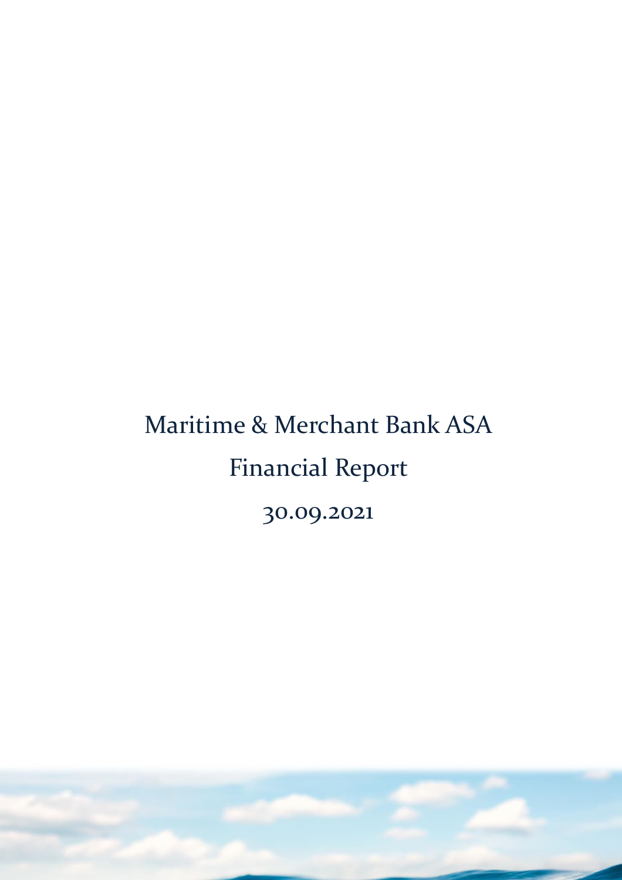# Maritime & Merchant Bank ASA

## Financial Report

## 30.09.2021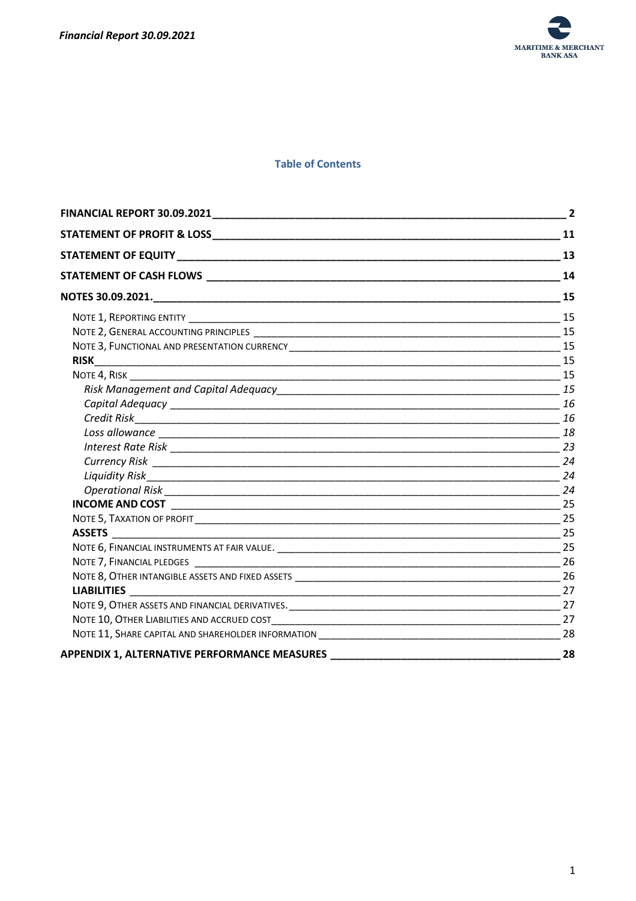## Table of Contents

| | |
|---|---|
| **FINANCIAL REPORT 30.09.2021** | **2** |
| **STATEMENT OF PROFIT & LOSS** | **11** |
| **STATEMENT OF EQUITY** | **13** |
| **STATEMENT OF CASH FLOWS** | **14** |
| **NOTES 30.09.2021.** | **15** |
| NOTE 1, REPORTING ENTITY | 15 |
| NOTE 2, GENERAL ACCOUNTING PRINCIPLES | 15 |
| NOTE 3, FUNCTIONAL AND PRESENTATION CURRENCY | 15 |
| **RISK** | 15 |
| NOTE 4, RISK | 15 |
| *Risk Management and Capital Adequacy* | *15* |
| *Capital Adequacy* | *16* |
| *Credit Risk* | *16* |
| *Loss allowance* | *18* |
| *Interest Rate Risk* | *23* |
| *Currency Risk* | *24* |
| *Liquidity Risk* | *24* |
| *Operational Risk* | *24* |
| **INCOME AND COST** | 25 |
| NOTE 5, TAXATION OF PROFIT | 25 |
| **ASSETS** | 25 |
| NOTE 6, FINANCIAL INSTRUMENTS AT FAIR VALUE. | 25 |
| NOTE 7, FINANCIAL PLEDGES | 26 |
| NOTE 8, OTHER INTANGIBLE ASSETS AND FIXED ASSETS | 26 |
| **LIABILITIES** | 27 |
| NOTE 9, OTHER ASSETS AND FINANCIAL DERIVATIVES. | 27 |
| NOTE 10, OTHER LIABILITIES AND ACCRUED COST | 27 |
| NOTE 11, SHARE CAPITAL AND SHAREHOLDER INFORMATION | 28 |
| **APPENDIX 1, ALTERNATIVE PERFORMANCE MEASURES** | **28** |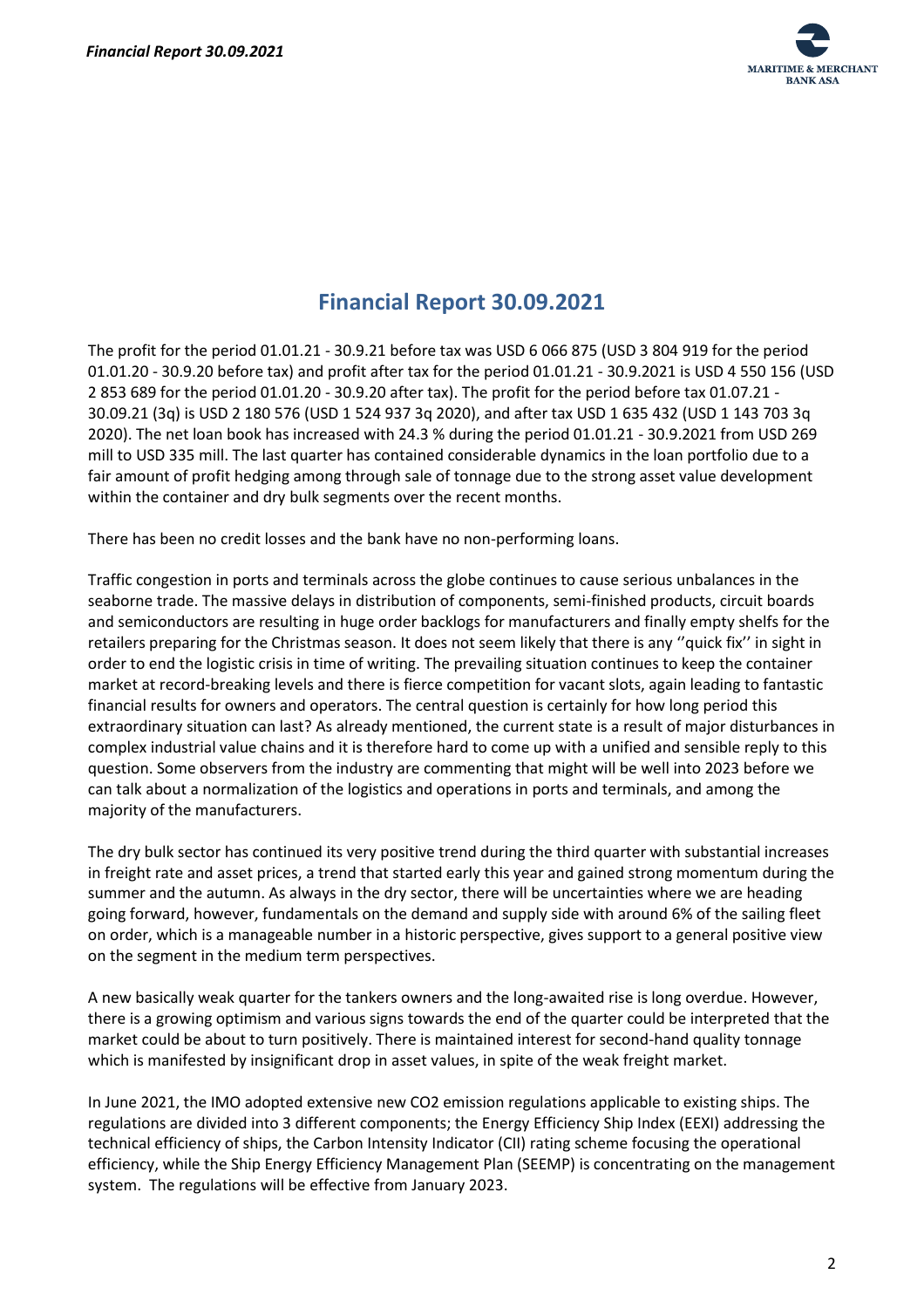# Financial Report 30.09.2021

The profit for the period 01.01.21 - 30.9.21 before tax was USD 6 066 875 (USD 3 804 919 for the period 01.01.20 - 30.9.20 before tax) and profit after tax for the period 01.01.21 - 30.9.2021 is USD 4 550 156 (USD 2 853 689 for the period 01.01.20 - 30.9.20 after tax). The profit for the period before tax 01.07.21 - 30.09.21 (3q) is USD 2 180 576 (USD 1 524 937 3q 2020), and after tax USD 1 635 432 (USD 1 143 703 3q 2020). The net loan book has increased with 24.3 % during the period 01.01.21 - 30.9.2021 from USD 269 mill to USD 335 mill. The last quarter has contained considerable dynamics in the loan portfolio due to a fair amount of profit hedging among through sale of tonnage due to the strong asset value development within the container and dry bulk segments over the recent months.

There has been no credit losses and the bank have no non-performing loans.

Traffic congestion in ports and terminals across the globe continues to cause serious unbalances in the seaborne trade. The massive delays in distribution of components, semi-finished products, circuit boards and semiconductors are resulting in huge order backlogs for manufacturers and finally empty shelfs for the retailers preparing for the Christmas season. It does not seem likely that there is any ''quick fix'' in sight in order to end the logistic crisis in time of writing. The prevailing situation continues to keep the container market at record-breaking levels and there is fierce competition for vacant slots, again leading to fantastic financial results for owners and operators. The central question is certainly for how long period this extraordinary situation can last? As already mentioned, the current state is a result of major disturbances in complex industrial value chains and it is therefore hard to come up with a unified and sensible reply to this question. Some observers from the industry are commenting that might will be well into 2023 before we can talk about a normalization of the logistics and operations in ports and terminals, and among the majority of the manufacturers.

The dry bulk sector has continued its very positive trend during the third quarter with substantial increases in freight rate and asset prices, a trend that started early this year and gained strong momentum during the summer and the autumn. As always in the dry sector, there will be uncertainties where we are heading going forward, however, fundamentals on the demand and supply side with around 6% of the sailing fleet on order, which is a manageable number in a historic perspective, gives support to a general positive view on the segment in the medium term perspectives.

A new basically weak quarter for the tankers owners and the long-awaited rise is long overdue. However, there is a growing optimism and various signs towards the end of the quarter could be interpreted that the market could be about to turn positively. There is maintained interest for second-hand quality tonnage which is manifested by insignificant drop in asset values, in spite of the weak freight market.

In June 2021, the IMO adopted extensive new $CO_2$ emission regulations applicable to existing ships. The regulations are divided into 3 different components; the Energy Efficiency Ship Index (EEXI) addressing the technical efficiency of ships, the Carbon Intensity Indicator (CII) rating scheme focusing the operational efficiency, while the Ship Energy Efficiency Management Plan (SEEMP) is concentrating on the management system. The regulations will be effective from January 2023.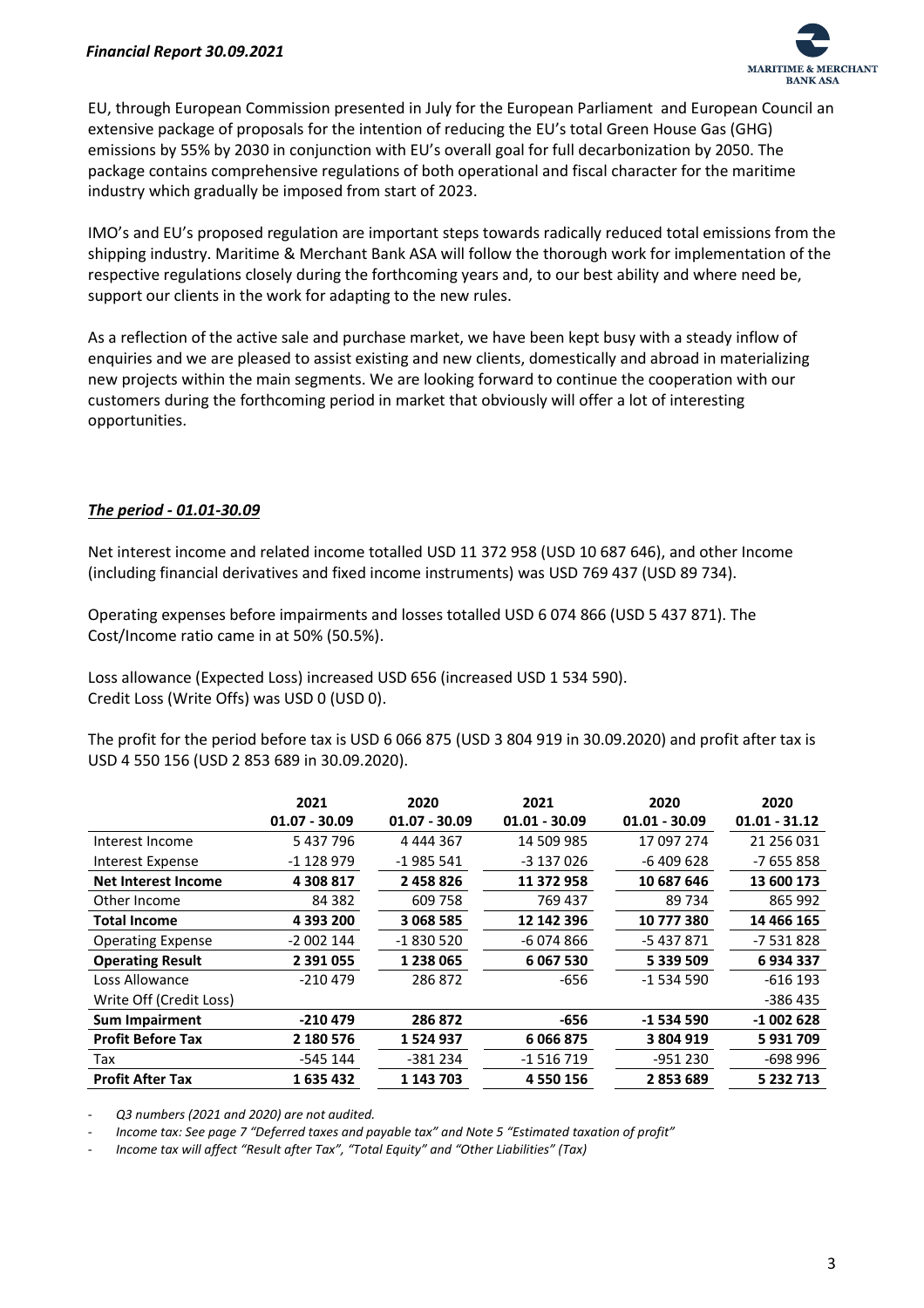EU, through European Commission presented in July for the European Parliament and European Council an extensive package of proposals for the intention of reducing the EU's total Green House Gas (GHG) emissions by 55% by 2030 in conjunction with EU's overall goal for full decarbonization by 2050. The package contains comprehensive regulations of both operational and fiscal character for the maritime industry which gradually be imposed from start of 2023.

IMO's and EU's proposed regulation are important steps towards radically reduced total emissions from the shipping industry. Maritime & Merchant Bank ASA will follow the thorough work for implementation of the respective regulations closely during the forthcoming years and, to our best ability and where need be, support our clients in the work for adapting to the new rules.

As a reflection of the active sale and purchase market, we have been kept busy with a steady inflow of enquiries and we are pleased to assist existing and new clients, domestically and abroad in materializing new projects within the main segments. We are looking forward to continue the cooperation with our customers during the forthcoming period in market that obviously will offer a lot of interesting opportunities.

## ***The period - 01.01-30.09***

Net interest income and related income totalled USD 11 372 958 (USD 10 687 646), and other Income (including financial derivatives and fixed income instruments) was USD 769 437 (USD 89 734).

Operating expenses before impairments and losses totalled USD 6 074 866 (USD 5 437 871). The Cost/Income ratio came in at 50% (50.5%).

Loss allowance (Expected Loss) increased USD 656 (increased USD 1 534 590).
Credit Loss (Write Offs) was USD 0 (USD 0).

The profit for the period before tax is USD 6 066 875 (USD 3 804 919 in 30.09.2020) and profit after tax is USD 4 550 156 (USD 2 853 689 in 30.09.2020).

| | 2021<br>01.07 - 30.09 | 2020<br>01.07 - 30.09 | 2021<br>01.01 - 30.09 | 2020<br>01.01 - 30.09 | 2020<br>01.01 - 31.12 |
|---|---|---|---|---|---|
| Interest Income | 5 437 796 | 4 444 367 | 14 509 985 | 17 097 274 | 21 256 031 |
| Interest Expense | -1 128 979 | -1 985 541 | -3 137 026 | -6 409 628 | -7 655 858 |
| **Net Interest Income** | **4 308 817** | **2 458 826** | **11 372 958** | **10 687 646** | **13 600 173** |
| Other Income | 84 382 | 609 758 | 769 437 | 89 734 | 865 992 |
| **Total Income** | **4 393 200** | **3 068 585** | **12 142 396** | **10 777 380** | **14 466 165** |
| Operating Expense | -2 002 144 | -1 830 520 | -6 074 866 | -5 437 871 | -7 531 828 |
| **Operating Result** | **2 391 055** | **1 238 065** | **6 067 530** | **5 339 509** | **6 934 337** |
| Loss Allowance | -210 479 | 286 872 | -656 | -1 534 590 | -616 193 |
| Write Off (Credit Loss) | | | | | -386 435 |
| **Sum Impairment** | **-210 479** | **286 872** | **-656** | **-1 534 590** | **-1 002 628** |
| **Profit Before Tax** | **2 180 576** | **1 524 937** | **6 066 875** | **3 804 919** | **5 931 709** |
| Tax | -545 144 | -381 234 | -1 516 719 | -951 230 | -698 996 |
| **Profit After Tax** | **1 635 432** | **1 143 703** | **4 550 156** | **2 853 689** | **5 232 713** |

- *Q3 numbers (2021 and 2020) are not audited.*
- *Income tax: See page 7 "Deferred taxes and payable tax" and Note 5 "Estimated taxation of profit"*
- *Income tax will affect "Result after Tax", "Total Equity" and "Other Liabilities" (Tax)*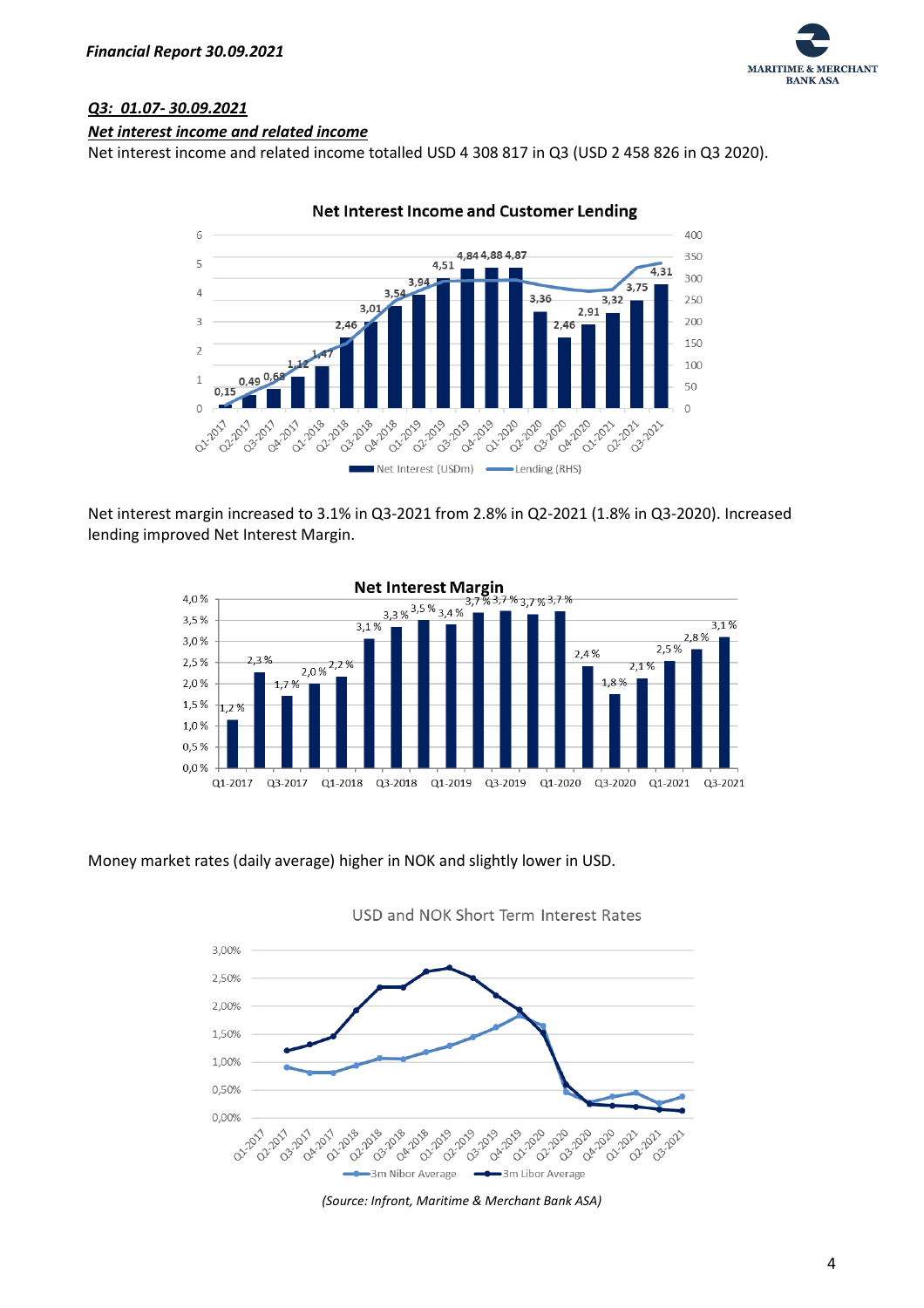### *Q3: 01.07- 30.09.2021*

#### *Net interest income and related income*

Net interest income and related income totalled USD 4 308 817 in Q3 (USD 2 458 826 in Q3 2020).

Net interest margin increased to 3.1% in Q3-2021 from 2.8% in Q2-2021 (1.8% in Q3-2020). Increased lending improved Net Interest Margin.

Money market rates (daily average) higher in NOK and slightly lower in USD.

*(Source: Infront, Maritime & Merchant Bank ASA)*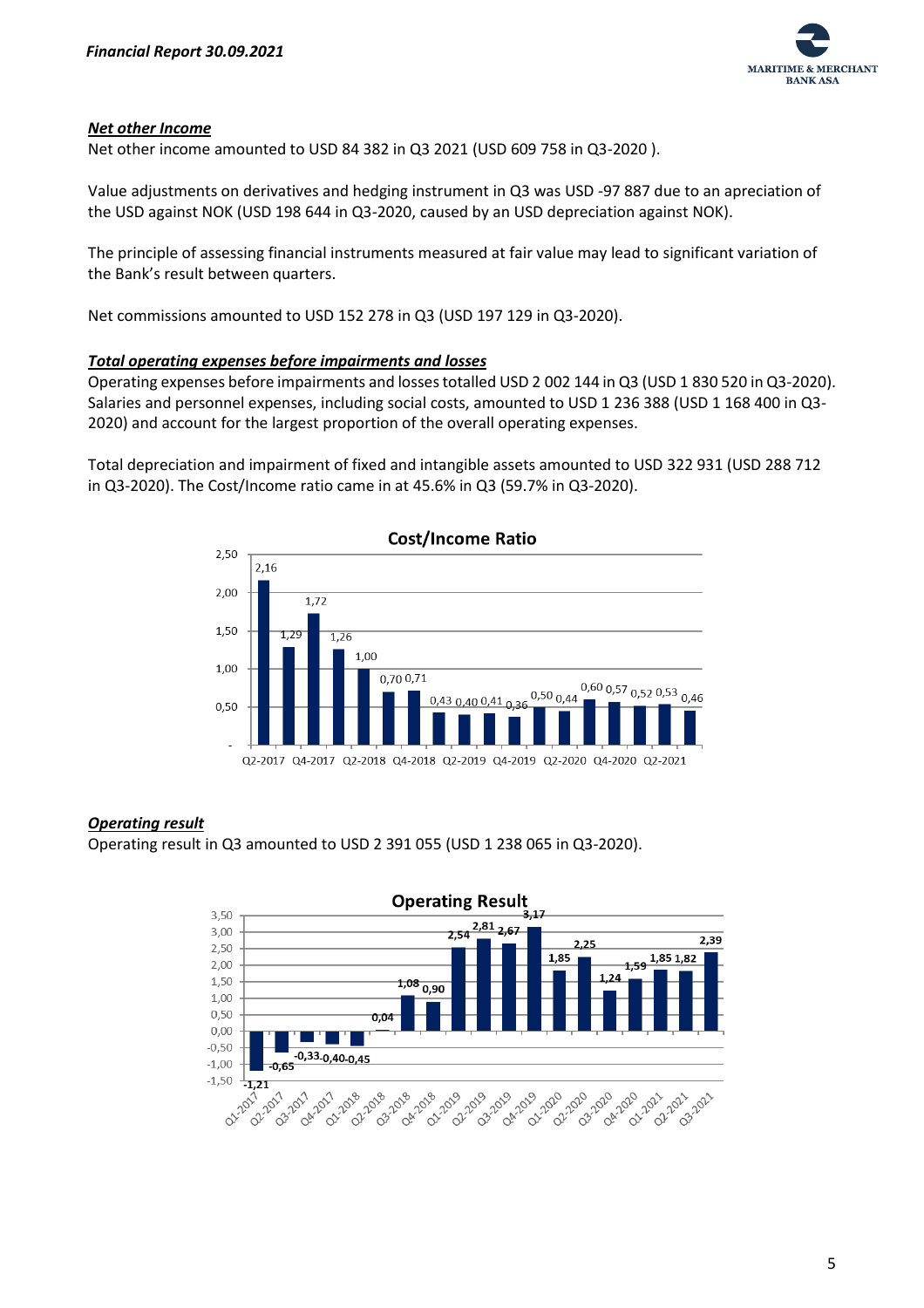### *Net other Income*

Net other income amounted to USD 84 382 in Q3 2021 (USD 609 758 in Q3-2020 ).

Value adjustments on derivatives and hedging instrument in Q3 was USD -97 887 due to an apreciation of the USD against NOK (USD 198 644 in Q3-2020, caused by an USD depreciation against NOK).

The principle of assessing financial instruments measured at fair value may lead to significant variation of the Bank's result between quarters.

Net commissions amounted to USD 152 278 in Q3 (USD 197 129 in Q3-2020).

### *Total operating expenses before impairments and losses*

Operating expenses before impairments and losses totalled USD 2 002 144 in Q3 (USD 1 830 520 in Q3-2020). Salaries and personnel expenses, including social costs, amounted to USD 1 236 388 (USD 1 168 400 in Q3-2020) and account for the largest proportion of the overall operating expenses.

Total depreciation and impairment of fixed and intangible assets amounted to USD 322 931 (USD 288 712 in Q3-2020). The Cost/Income ratio came in at 45.6% in Q3 (59.7% in Q3-2020).

**Cost/Income Ratio**

| Quarter | Cost/Income Ratio |
|---|---|
| Q2-2017 | 2,16 |
| Q3-2017 | 1,29 |
| Q4-2017 | 1,72 |
| Q1-2018 | 1,26 |
| Q2-2018 | 1,00 |
| Q3-2018 | 0,70 |
| Q4-2018 | 0,71 |
| Q1-2019 | 0,43 |
| Q2-2019 | 0,40 |
| Q3-2019 | 0,41 |
| Q4-2019 | 0,36 |
| Q1-2020 | 0,50 |
| Q2-2020 | 0,44 |
| Q3-2020 | 0,60 |
| Q4-2020 | 0,57 |
| Q1-2021 | 0,52 |
| Q2-2021 | 0,53 |
| Q3-2021 | 0,46 |

### *Operating result*

Operating result in Q3 amounted to USD 2 391 055 (USD 1 238 065 in Q3-2020).

**Operating Result**

| Quarter | Operating Result |
|---|---|
| Q1-2017 | -1,21 |
| Q2-2017 | -0,65 |
| Q3-2017 | -0,33 |
| Q4-2017 | -0,40 |
| Q1-2018 | -0,45 |
| Q2-2018 | 0,04 |
| Q3-2018 | 1,08 |
| Q4-2018 | 0,90 |
| Q1-2019 | 2,54 |
| Q2-2019 | 2,81 |
| Q3-2019 | 2,67 |
| Q4-2019 | 3,17 |
| Q1-2020 | 1,85 |
| Q2-2020 | 2,25 |
| Q3-2020 | 1,24 |
| Q4-2020 | 1,59 |
| Q1-2021 | 1,85 |
| Q2-2021 | 1,82 |
| Q3-2021 | 2,39 |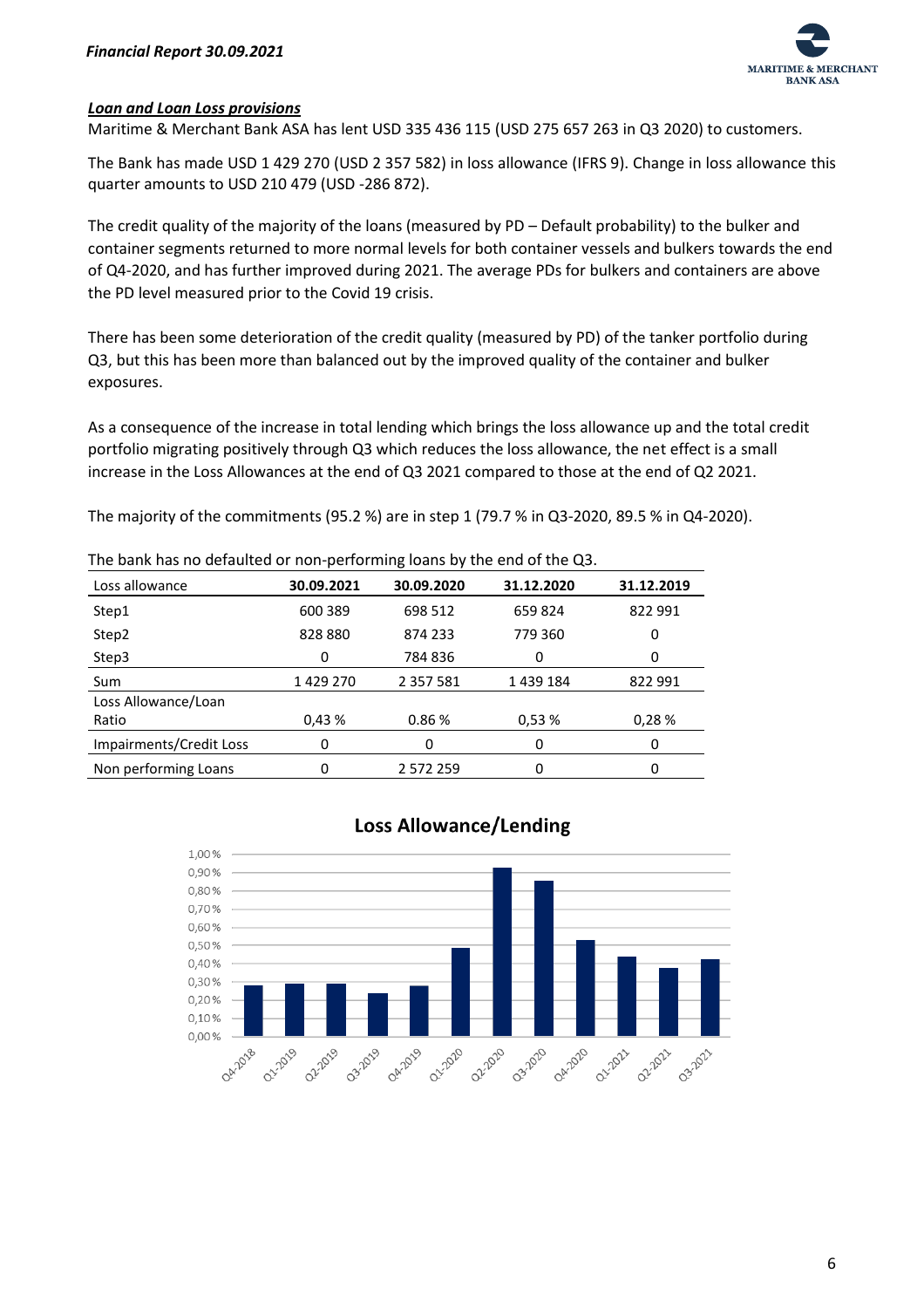***Loan and Loan Loss provisions***

Maritime & Merchant Bank ASA has lent USD 335 436 115 (USD 275 657 263 in Q3 2020) to customers.

The Bank has made USD 1 429 270 (USD 2 357 582) in loss allowance (IFRS 9). Change in loss allowance this quarter amounts to USD 210 479 (USD -286 872).

The credit quality of the majority of the loans (measured by PD – Default probability) to the bulker and container segments returned to more normal levels for both container vessels and bulkers towards the end of Q4-2020, and has further improved during 2021. The average PDs for bulkers and containers are above the PD level measured prior to the Covid 19 crisis.

There has been some deterioration of the credit quality (measured by PD) of the tanker portfolio during Q3, but this has been more than balanced out by the improved quality of the container and bulker exposures.

As a consequence of the increase in total lending which brings the loss allowance up and the total credit portfolio migrating positively through Q3 which reduces the loss allowance, the net effect is a small increase in the Loss Allowances at the end of Q3 2021 compared to those at the end of Q2 2021.

The majority of the commitments (95.2 %) are in step 1 (79.7 % in Q3-2020, 89.5 % in Q4-2020).

The bank has no defaulted or non-performing loans by the end of the Q3.

| Loss allowance | **30.09.2021** | **30.09.2020** | **31.12.2020** | **31.12.2019** |
|---|---|---|---|---|
| Step1 | 600 389 | 698 512 | 659 824 | 822 991 |
| Step2 | 828 880 | 874 233 | 779 360 | 0 |
| Step3 | 0 | 784 836 | 0 | 0 |
| Sum | 1 429 270 | 2 357 581 | 1 439 184 | 822 991 |
| Loss Allowance/Loan Ratio | 0,43 % | 0.86 % | 0,53 % | 0,28 % |
| Impairments/Credit Loss | 0 | 0 | 0 | 0 |
| Non performing Loans | 0 | 2 572 259 | 0 | 0 |

**Loss Allowance/Lending**

| Quarter | Loss Allowance/Lending (approx.) |
|---|---|
| Q4-2018 | 0,28 % |
| Q1-2019 | 0,29 % |
| Q2-2019 | 0,29 % |
| Q3-2019 | 0,24 % |
| Q4-2019 | 0,28 % |
| Q1-2020 | 0,49 % |
| Q2-2020 | 0,93 % |
| Q3-2020 | 0,86 % |
| Q4-2020 | 0,53 % |
| Q1-2021 | 0,44 % |
| Q2-2021 | 0,38 % |
| Q3-2021 | 0,43 % |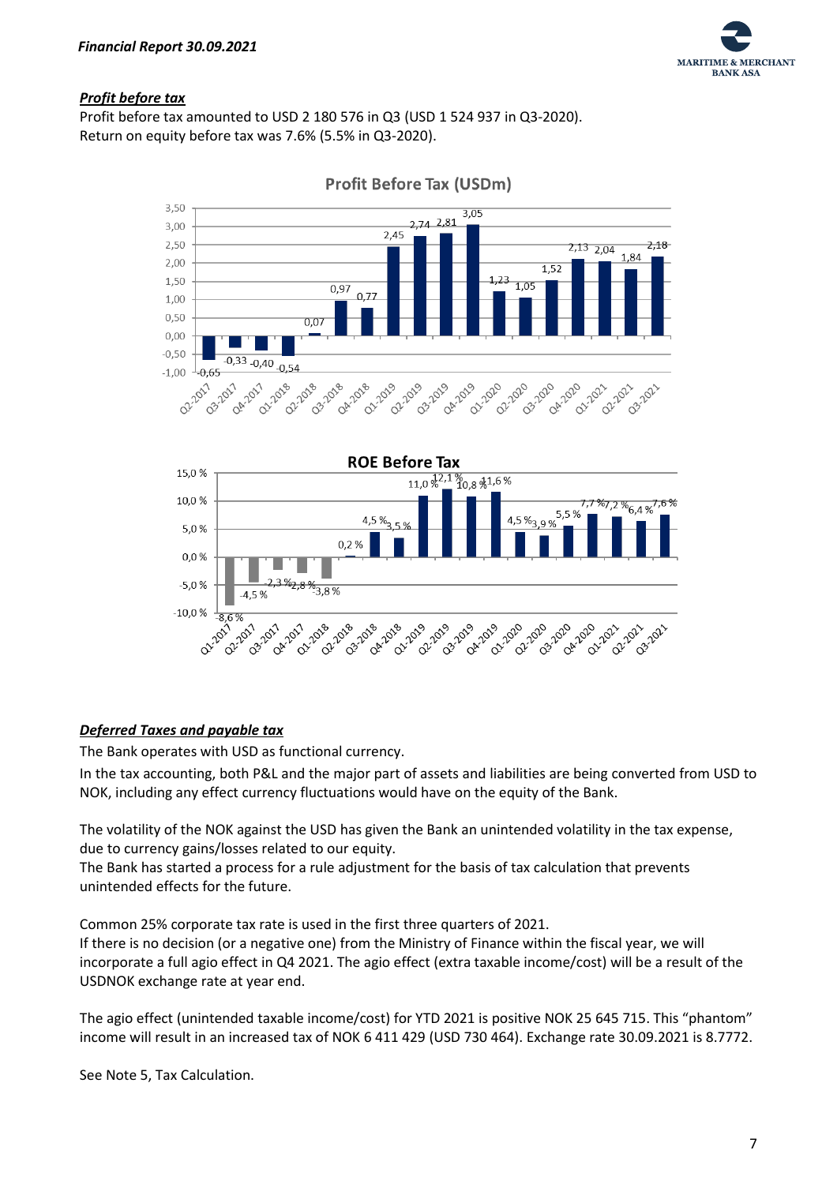***Profit before tax***

Profit before tax amounted to USD 2 180 576 in Q3 (USD 1 524 937 in Q3-2020).
Return on equity before tax was 7.6% (5.5% in Q3-2020).

***Deferred Taxes and payable tax***

The Bank operates with USD as functional currency.

In the tax accounting, both P&L and the major part of assets and liabilities are being converted from USD to NOK, including any effect currency fluctuations would have on the equity of the Bank.

The volatility of the NOK against the USD has given the Bank an unintended volatility in the tax expense, due to currency gains/losses related to our equity.
The Bank has started a process for a rule adjustment for the basis of tax calculation that prevents unintended effects for the future.

Common 25% corporate tax rate is used in the first three quarters of 2021.
If there is no decision (or a negative one) from the Ministry of Finance within the fiscal year, we will incorporate a full agio effect in Q4 2021. The agio effect (extra taxable income/cost) will be a result of the USDNOK exchange rate at year end.

The agio effect (unintended taxable income/cost) for YTD 2021 is positive NOK 25 645 715. This "phantom" income will result in an increased tax of NOK 6 411 429 (USD 730 464). Exchange rate 30.09.2021 is 8.7772.

See Note 5, Tax Calculation.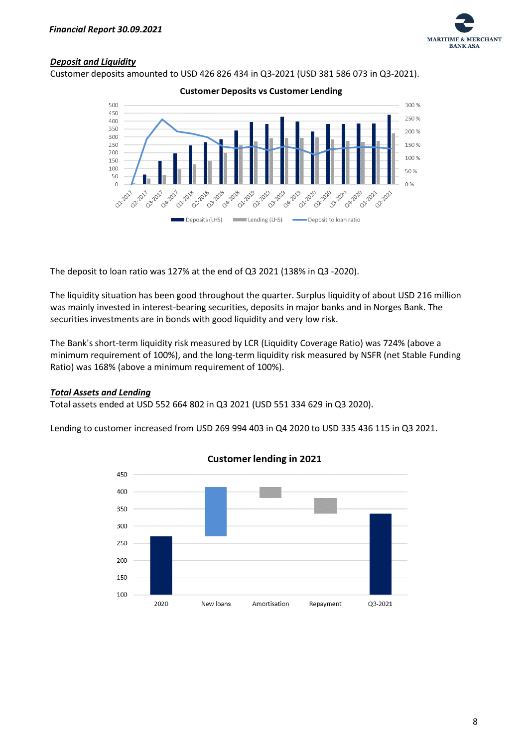### *Deposit and Liquidity*

Customer deposits amounted to USD 426 826 434 in Q3-2021 (USD 381 586 073 in Q3-2021).

**Customer Deposits vs Customer Lending**

The deposit to loan ratio was 127% at the end of Q3 2021 (138% in Q3 -2020).

The liquidity situation has been good throughout the quarter. Surplus liquidity of about USD 216 million was mainly invested in interest-bearing securities, deposits in major banks and in Norges Bank. The securities investments are in bonds with good liquidity and very low risk.

The Bank's short-term liquidity risk measured by LCR (Liquidity Coverage Ratio) was 724% (above a minimum requirement of 100%), and the long-term liquidity risk measured by NSFR (net Stable Funding Ratio) was 168% (above a minimum requirement of 100%).

### *Total Assets and Lending*

Total assets ended at USD 552 664 802 in Q3 2021 (USD 551 334 629 in Q3 2020).

Lending to customer increased from USD 269 994 403 in Q4 2020 to USD 335 436 115 in Q3 2021.

**Customer lending in 2021**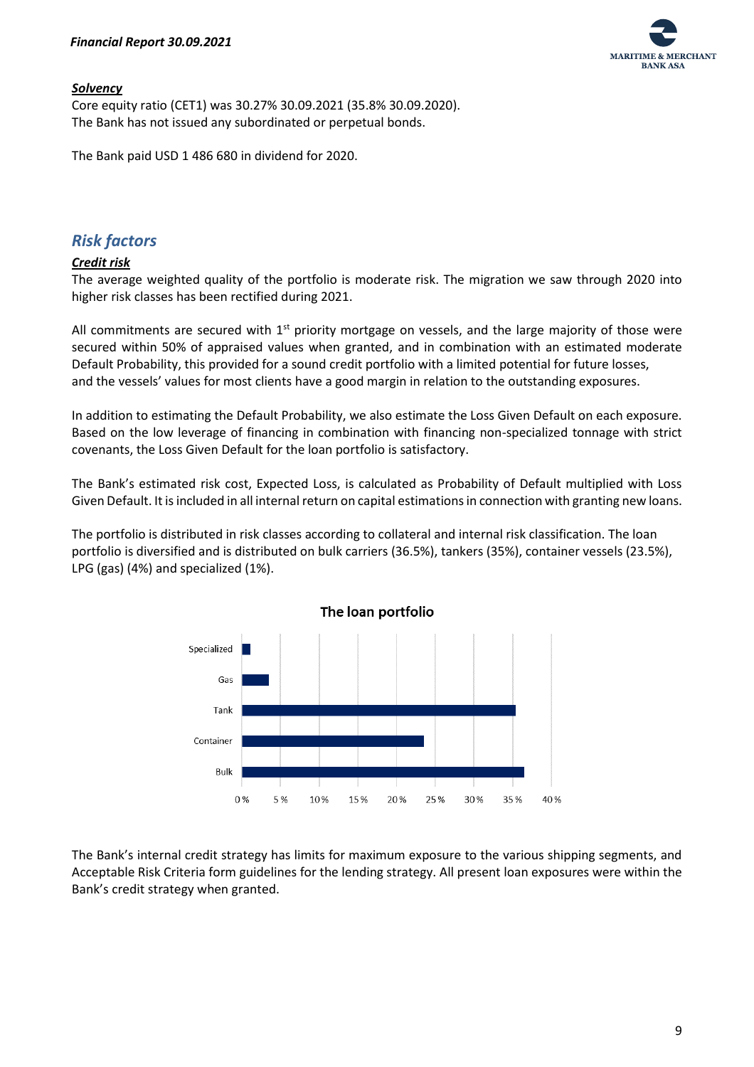### ***Solvency***

Core equity ratio (CET1) was 30.27% 30.09.2021 (35.8% 30.09.2020).
The Bank has not issued any subordinated or perpetual bonds.

The Bank paid USD 1 486 680 in dividend for 2020.

## *Risk factors*

### ***Credit risk***

The average weighted quality of the portfolio is moderate risk. The migration we saw through 2020 into higher risk classes has been rectified during 2021.

All commitments are secured with 1st priority mortgage on vessels, and the large majority of those were secured within 50% of appraised values when granted, and in combination with an estimated moderate Default Probability, this provided for a sound credit portfolio with a limited potential for future losses, and the vessels' values for most clients have a good margin in relation to the outstanding exposures.

In addition to estimating the Default Probability, we also estimate the Loss Given Default on each exposure. Based on the low leverage of financing in combination with financing non-specialized tonnage with strict covenants, the Loss Given Default for the loan portfolio is satisfactory.

The Bank's estimated risk cost, Expected Loss, is calculated as Probability of Default multiplied with Loss Given Default. It is included in all internal return on capital estimations in connection with granting new loans.

The portfolio is distributed in risk classes according to collateral and internal risk classification. The loan portfolio is diversified and is distributed on bulk carriers (36.5%), tankers (35%), container vessels (23.5%), LPG (gas) (4%) and specialized (1%).

**The loan portfolio**

| Segment | Share |
|---|---|
| Specialized | 1% |
| Gas | 4% |
| Tank | 35% |
| Container | 23.5% |
| Bulk | 36.5% |

The Bank's internal credit strategy has limits for maximum exposure to the various shipping segments, and Acceptable Risk Criteria form guidelines for the lending strategy. All present loan exposures were within the Bank's credit strategy when granted.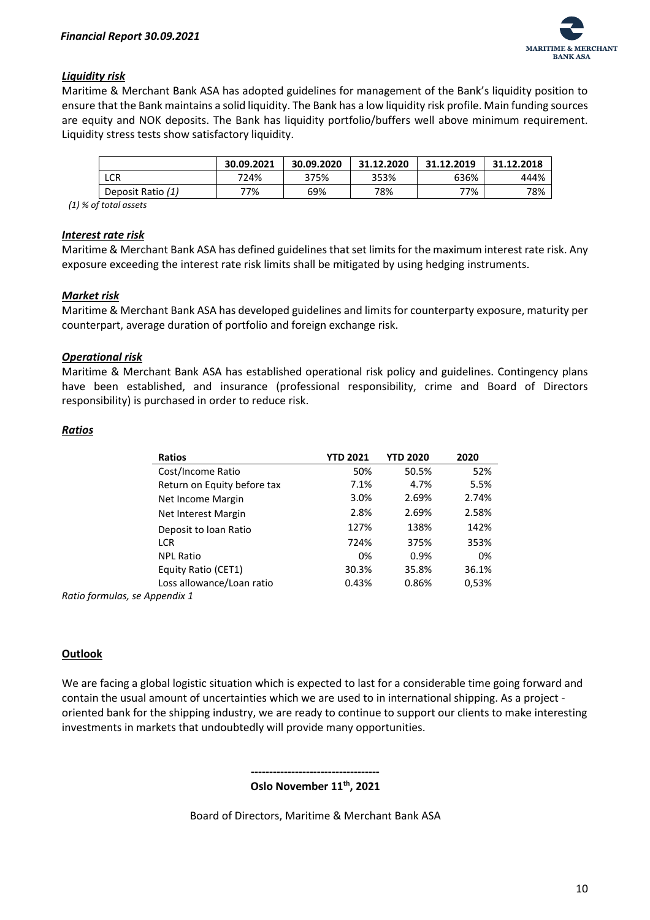### *Liquidity risk*

Maritime & Merchant Bank ASA has adopted guidelines for management of the Bank's liquidity position to ensure that the Bank maintains a solid liquidity. The Bank has a low liquidity risk profile. Main funding sources are equity and NOK deposits. The Bank has liquidity portfolio/buffers well above minimum requirement. Liquidity stress tests show satisfactory liquidity.

| | 30.09.2021 | 30.09.2020 | 31.12.2020 | 31.12.2019 | 31.12.2018 |
|---|---|---|---|---|---|
| LCR | 724% | 375% | 353% | 636% | 444% |
| Deposit Ratio *(1)* | 77% | 69% | 78% | 77% | 78% |

*(1) % of total assets*

### *Interest rate risk*

Maritime & Merchant Bank ASA has defined guidelines that set limits for the maximum interest rate risk. Any exposure exceeding the interest rate risk limits shall be mitigated by using hedging instruments.

### *Market risk*

Maritime & Merchant Bank ASA has developed guidelines and limits for counterparty exposure, maturity per counterpart, average duration of portfolio and foreign exchange risk.

### *Operational risk*

Maritime & Merchant Bank ASA has established operational risk policy and guidelines. Contingency plans have been established, and insurance (professional responsibility, crime and Board of Directors responsibility) is purchased in order to reduce risk.

### *Ratios*

| Ratios | YTD 2021 | YTD 2020 | 2020 |
|---|---|---|---|
| Cost/Income Ratio | 50% | 50.5% | 52% |
| Return on Equity before tax | 7.1% | 4.7% | 5.5% |
| Net Income Margin | 3.0% | 2.69% | 2.74% |
| Net Interest Margin | 2.8% | 2.69% | 2.58% |
| Deposit to loan Ratio | 127% | 138% | 142% |
| LCR | 724% | 375% | 353% |
| NPL Ratio | 0% | 0.9% | 0% |
| Equity Ratio (CET1) | 30.3% | 35.8% | 36.1% |
| Loss allowance/Loan ratio | 0.43% | 0.86% | 0,53% |

*Ratio formulas, se Appendix 1*

## Outlook

We are facing a global logistic situation which is expected to last for a considerable time going forward and contain the usual amount of uncertainties which we are used to in international shipping. As a project - oriented bank for the shipping industry, we are ready to continue to support our clients to make interesting investments in markets that undoubtedly will provide many opportunities.

-----------------------------------

**Oslo November 11th, 2021**

Board of Directors, Maritime & Merchant Bank ASA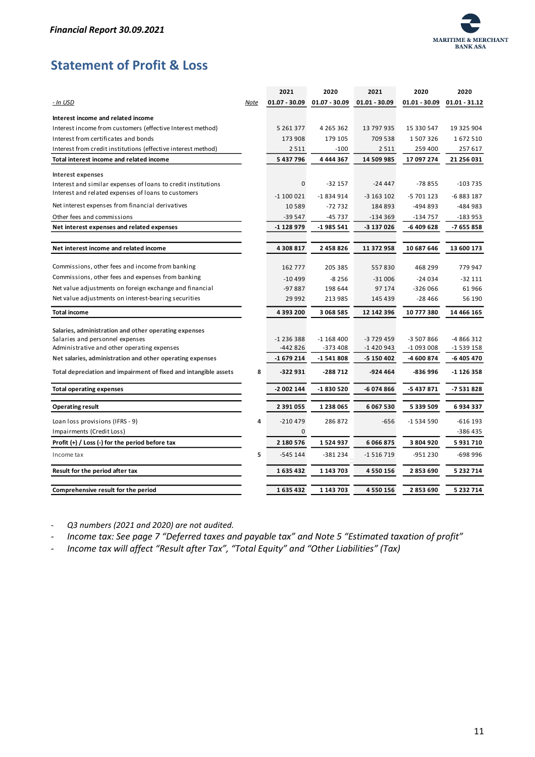## Statement of Profit & Loss

| - In USD | Note | 2021<br>01.07 - 30.09 | 2020<br>01.07 - 30.09 | 2021<br>01.01 - 30.09 | 2020<br>01.01 - 30.09 | 2020<br>01.01 - 31.12 |
|---|---|---|---|---|---|---|
| **Interest income and related income** | | | | | | |
| Interest income from customers (effective Interest method) | | 5 261 377 | 4 265 362 | 13 797 935 | 15 330 547 | 19 325 904 |
| Interest from certificates and bonds | | 173 908 | 179 105 | 709 538 | 1 507 326 | 1 672 510 |
| Interest from credit institutions (effective interest method) | | 2 511 | -100 | 2 511 | 259 400 | 257 617 |
| **Total interest income and related income** | | **5 437 796** | **4 444 367** | **14 509 985** | **17 097 274** | **21 256 031** |
| **Interest expenses** | | | | | | |
| Interest and similar expenses of loans to credit institutions | | 0 | -32 157 | -24 447 | -78 855 | -103 735 |
| Interest and related expenses of loans to customers | | -1 100 021 | -1 834 914 | -3 163 102 | -5 701 123 | -6 883 187 |
| Net interest expenses from financial derivatives | | 10 589 | -72 732 | 184 893 | -494 893 | -484 983 |
| Other fees and commissions | | -39 547 | -45 737 | -134 369 | -134 757 | -183 953 |
| **Net interest expenses and related expenses** | | **-1 128 979** | **-1 985 541** | **-3 137 026** | **-6 409 628** | **-7 655 858** |
| **Net interest income and related income** | | **4 308 817** | **2 458 826** | **11 372 958** | **10 687 646** | **13 600 173** |
| Commissions, other fees and income from banking | | 162 777 | 205 385 | 557 830 | 468 299 | 779 947 |
| Commissions, other fees and expenses from banking | | -10 499 | -8 256 | -31 006 | -24 034 | -32 111 |
| Net value adjustments on foreign exchange and financial | | -97 887 | 198 644 | 97 174 | -326 066 | 61 966 |
| Net value adjustments on interest-bearing securities | | 29 992 | 213 985 | 145 439 | -28 466 | 56 190 |
| **Total income** | | **4 393 200** | **3 068 585** | **12 142 396** | **10 777 380** | **14 466 165** |
| **Salaries, administration and other operating expenses** | | | | | | |
| Salaries and personnel expenses | | -1 236 388 | -1 168 400 | -3 729 459 | -3 507 866 | -4 866 312 |
| Administrative and other operating expenses | | -442 826 | -373 408 | -1 420 943 | -1 093 008 | -1 539 158 |
| **Net salaries, administration and other operating expenses** | | **-1 679 214** | **-1 541 808** | **-5 150 402** | **-4 600 874** | **-6 405 470** |
| **Total depreciation and impairment of fixed and intangible assets** | 8 | **-322 931** | **-288 712** | **-924 464** | **-836 996** | **-1 126 358** |
| **Total operating expenses** | | **-2 002 144** | **-1 830 520** | **-6 074 866** | **-5 437 871** | **-7 531 828** |
| **Operating result** | | **2 391 055** | **1 238 065** | **6 067 530** | **5 339 509** | **6 934 337** |
| Loan loss provisions (IFRS - 9) | 4 | -210 479 | 286 872 | -656 | -1 534 590 | -616 193 |
| Impairments (Credit Loss) | | 0 | | | | -386 435 |
| **Profit (+) / Loss (-) for the period before tax** | | **2 180 576** | **1 524 937** | **6 066 875** | **3 804 920** | **5 931 710** |
| Income tax | 5 | -545 144 | -381 234 | -1 516 719 | -951 230 | -698 996 |
| **Result for the period after tax** | | **1 635 432** | **1 143 703** | **4 550 156** | **2 853 690** | **5 232 714** |
| **Comprehensive result for the period** | | **1 635 432** | **1 143 703** | **4 550 156** | **2 853 690** | **5 232 714** |

- *Q3 numbers (2021 and 2020) are not audited.*
- *Income tax: See page 7 "Deferred taxes and payable tax" and Note 5 "Estimated taxation of profit"*
- *Income tax will affect "Result after Tax", "Total Equity" and "Other Liabilities" (Tax)*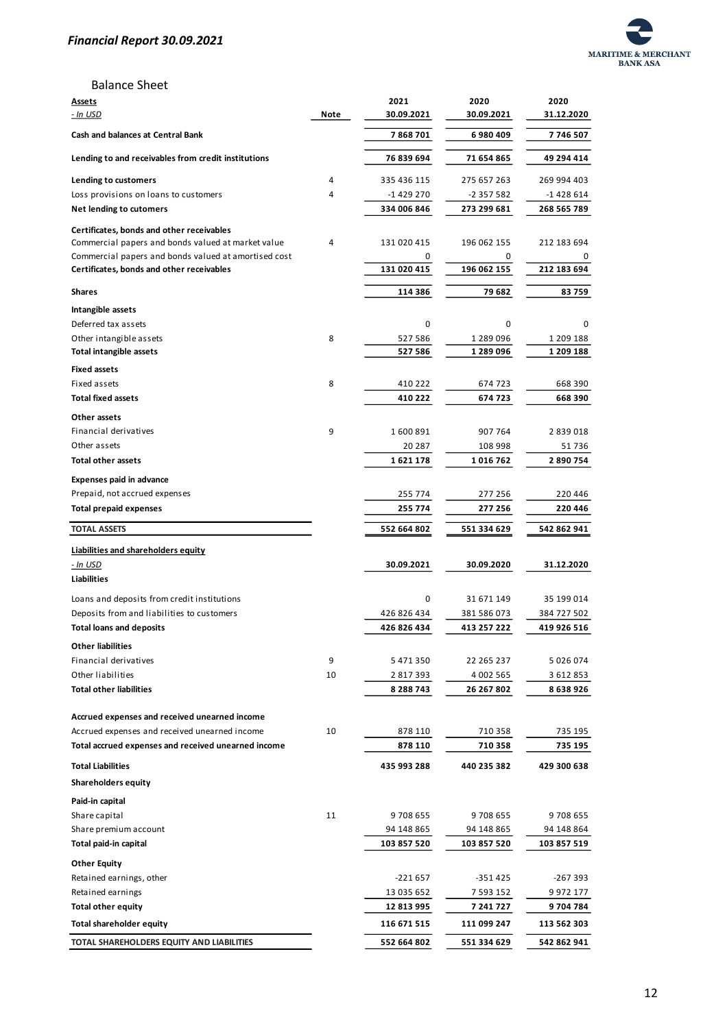## Balance Sheet

| **Assets** | | 2021 | 2020 | 2020 |
|---|---|---|---|---|
| *- In USD* | **Note** | **30.09.2021** | **30.09.2021** | **31.12.2020** |
| **Cash and balances at Central Bank** | | **7 868 701** | **6 980 409** | **7 746 507** |
| **Lending to and receivables from credit institutions** | | **76 839 694** | **71 654 865** | **49 294 414** |
| **Lending to customers** | 4 | 335 436 115 | 275 657 263 | 269 994 403 |
| Loss provisions on loans to customers | 4 | -1 429 270 | -2 357 582 | -1 428 614 |
| **Net lending to cutomers** | | **334 006 846** | **273 299 681** | **268 565 789** |
| **Certificates, bonds and other receivables** | | | | |
| Commercial papers and bonds valued at market value | 4 | 131 020 415 | 196 062 155 | 212 183 694 |
| Commercial papers and bonds valued at amortised cost | | 0 | 0 | 0 |
| **Certificates, bonds and other receivables** | | **131 020 415** | **196 062 155** | **212 183 694** |
| **Shares** | | **114 386** | **79 682** | **83 759** |
| **Intangible assets** | | | | |
| Deferred tax assets | | 0 | 0 | 0 |
| Other intangible assets | 8 | 527 586 | 1 289 096 | 1 209 188 |
| **Total intangible assets** | | **527 586** | **1 289 096** | **1 209 188** |
| **Fixed assets** | | | | |
| Fixed assets | 8 | 410 222 | 674 723 | 668 390 |
| **Total fixed assets** | | **410 222** | **674 723** | **668 390** |
| **Other assets** | | | | |
| Financial derivatives | 9 | 1 600 891 | 907 764 | 2 839 018 |
| Other assets | | 20 287 | 108 998 | 51 736 |
| **Total other assets** | | **1 621 178** | **1 016 762** | **2 890 754** |
| **Expenses paid in advance** | | | | |
| Prepaid, not accrued expenses | | 255 774 | 277 256 | 220 446 |
| **Total prepaid expenses** | | **255 774** | **277 256** | **220 446** |
| **TOTAL ASSETS** | | **552 664 802** | **551 334 629** | **542 862 941** |

| **Liabilities and shareholders equity** | | | | |
|---|---|---|---|---|
| *- In USD* | | **30.09.2021** | **30.09.2020** | **31.12.2020** |
| **Liabilities** | | | | |
| Loans and deposits from credit institutions | | 0 | 31 671 149 | 35 199 014 |
| Deposits from and liabilities to customers | | 426 826 434 | 381 586 073 | 384 727 502 |
| **Total loans and deposits** | | **426 826 434** | **413 257 222** | **419 926 516** |
| **Other liabilities** | | | | |
| Financial derivatives | 9 | 5 471 350 | 22 265 237 | 5 026 074 |
| Other liabilities | 10 | 2 817 393 | 4 002 565 | 3 612 853 |
| **Total other liabilities** | | **8 288 743** | **26 267 802** | **8 638 926** |
| **Accrued expenses and received unearned income** | | | | |
| Accrued expenses and received unearned income | 10 | 878 110 | 710 358 | 735 195 |
| **Total accrued expenses and received unearned income** | | **878 110** | **710 358** | **735 195** |
| **Total Liabilities** | | **435 993 288** | **440 235 382** | **429 300 638** |
| **Shareholders equity** | | | | |
| **Paid-in capital** | | | | |
| Share capital | 11 | 9 708 655 | 9 708 655 | 9 708 655 |
| Share premium account | | 94 148 865 | 94 148 865 | 94 148 864 |
| **Total paid-in capital** | | **103 857 520** | **103 857 520** | **103 857 519** |
| **Other Equity** | | | | |
| Retained earnings, other | | -221 657 | -351 425 | -267 393 |
| Retained earnings | | 13 035 652 | 7 593 152 | 9 972 177 |
| **Total other equity** | | **12 813 995** | **7 241 727** | **9 704 784** |
| **Total shareholder equity** | | **116 671 515** | **111 099 247** | **113 562 303** |
| **TOTAL SHAREHOLDERS EQUITY AND LIABILITIES** | | **552 664 802** | **551 334 629** | **542 862 941** |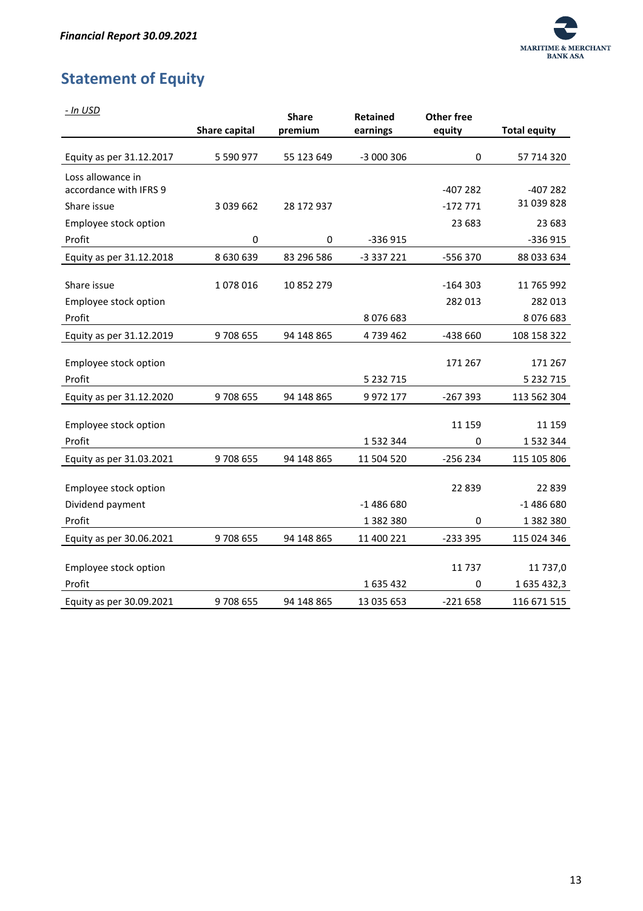## Statement of Equity

| *- In USD* | Share capital | Share premium | Retained earnings | Other free equity | Total equity |
|---|---|---|---|---|---|
| Equity as per 31.12.2017 | 5 590 977 | 55 123 649 | -3 000 306 | 0 | 57 714 320 |
| Loss allowance in accordance with IFRS 9 | | | | -407 282 | -407 282 |
| Share issue | 3 039 662 | 28 172 937 | | -172 771 | 31 039 828 |
| Employee stock option | | | | 23 683 | 23 683 |
| Profit | 0 | 0 | -336 915 | | -336 915 |
| Equity as per 31.12.2018 | 8 630 639 | 83 296 586 | -3 337 221 | -556 370 | 88 033 634 |
| Share issue | 1 078 016 | 10 852 279 | | -164 303 | 11 765 992 |
| Employee stock option | | | | 282 013 | 282 013 |
| Profit | | | 8 076 683 | | 8 076 683 |
| Equity as per 31.12.2019 | 9 708 655 | 94 148 865 | 4 739 462 | -438 660 | 108 158 322 |
| Employee stock option | | | | 171 267 | 171 267 |
| Profit | | | 5 232 715 | | 5 232 715 |
| Equity as per 31.12.2020 | 9 708 655 | 94 148 865 | 9 972 177 | -267 393 | 113 562 304 |
| Employee stock option | | | | 11 159 | 11 159 |
| Profit | | | 1 532 344 | 0 | 1 532 344 |
| Equity as per 31.03.2021 | 9 708 655 | 94 148 865 | 11 504 520 | -256 234 | 115 105 806 |
| Employee stock option | | | | 22 839 | 22 839 |
| Dividend payment | | | -1 486 680 | | -1 486 680 |
| Profit | | | 1 382 380 | 0 | 1 382 380 |
| Equity as per 30.06.2021 | 9 708 655 | 94 148 865 | 11 400 221 | -233 395 | 115 024 346 |
| Employee stock option | | | | 11 737 | 11 737,0 |
| Profit | | | 1 635 432 | 0 | 1 635 432,3 |
| Equity as per 30.09.2021 | 9 708 655 | 94 148 865 | 13 035 653 | -221 658 | 116 671 515 |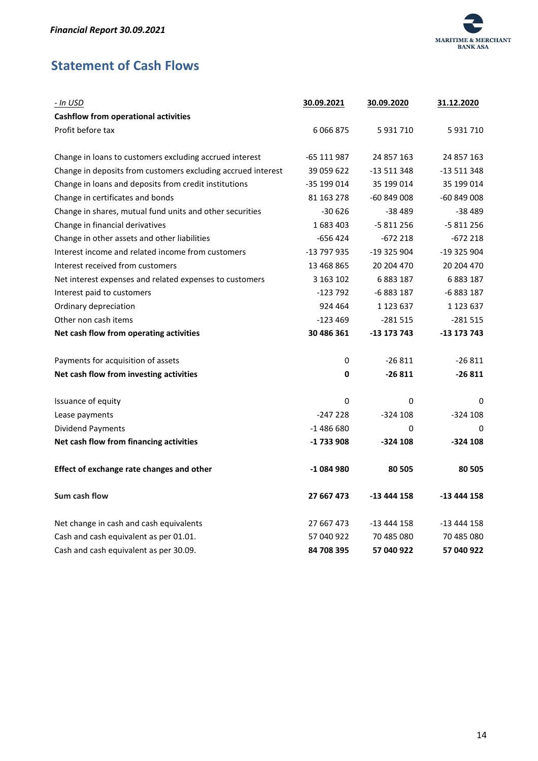## Statement of Cash Flows

| - In USD | 30.09.2021 | 30.09.2020 | 31.12.2020 |
|---|---|---|---|
| **Cashflow from operational activities** | | | |
| Profit before tax | 6 066 875 | 5 931 710 | 5 931 710 |
| | | | |
| Change in loans to customers excluding accrued interest | -65 111 987 | 24 857 163 | 24 857 163 |
| Change in deposits from customers excluding accrued interest | 39 059 622 | -13 511 348 | -13 511 348 |
| Change in loans and deposits from credit institutions | -35 199 014 | 35 199 014 | 35 199 014 |
| Change in certificates and bonds | 81 163 278 | -60 849 008 | -60 849 008 |
| Change in shares, mutual fund units and other securities | -30 626 | -38 489 | -38 489 |
| Change in financial derivatives | 1 683 403 | -5 811 256 | -5 811 256 |
| Change in other assets and other liabilities | -656 424 | -672 218 | -672 218 |
| Interest income and related income from customers | -13 797 935 | -19 325 904 | -19 325 904 |
| Interest received from customers | 13 468 865 | 20 204 470 | 20 204 470 |
| Net interest expenses and related expenses to customers | 3 163 102 | 6 883 187 | 6 883 187 |
| Interest paid to customers | -123 792 | -6 883 187 | -6 883 187 |
| Ordinary depreciation | 924 464 | 1 123 637 | 1 123 637 |
| Other non cash items | -123 469 | -281 515 | -281 515 |
| **Net cash flow from operating activities** | **30 486 361** | **-13 173 743** | **-13 173 743** |
| | | | |
| Payments for acquisition of assets | 0 | -26 811 | -26 811 |
| **Net cash flow from investing activities** | **0** | **-26 811** | **-26 811** |
| | | | |
| Issuance of equity | 0 | 0 | 0 |
| Lease payments | -247 228 | -324 108 | -324 108 |
| Dividend Payments | -1 486 680 | 0 | 0 |
| **Net cash flow from financing activities** | **-1 733 908** | **-324 108** | **-324 108** |
| | | | |
| **Effect of exchange rate changes and other** | **-1 084 980** | **80 505** | **80 505** |
| | | | |
| **Sum cash flow** | **27 667 473** | **-13 444 158** | **-13 444 158** |
| | | | |
| Net change in cash and cash equivalents | 27 667 473 | -13 444 158 | -13 444 158 |
| Cash and cash equivalent as per 01.01. | 57 040 922 | 70 485 080 | 70 485 080 |
| Cash and cash equivalent as per 30.09. | **84 708 395** | **57 040 922** | **57 040 922** |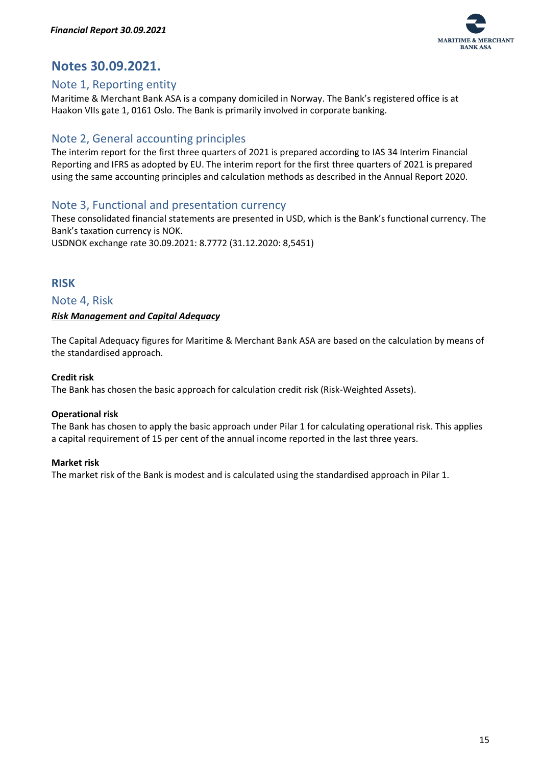# Notes 30.09.2021.

## Note 1, Reporting entity

Maritime & Merchant Bank ASA is a company domiciled in Norway. The Bank's registered office is at Haakon VIIs gate 1, 0161 Oslo. The Bank is primarily involved in corporate banking.

## Note 2, General accounting principles

The interim report for the first three quarters of 2021 is prepared according to IAS 34 Interim Financial Reporting and IFRS as adopted by EU. The interim report for the first three quarters of 2021 is prepared using the same accounting principles and calculation methods as described in the Annual Report 2020.

## Note 3, Functional and presentation currency

These consolidated financial statements are presented in USD, which is the Bank's functional currency. The Bank's taxation currency is NOK.
USDNOK exchange rate 30.09.2021: 8.7772 (31.12.2020: 8,5451)

# RISK

## Note 4, Risk

***Risk Management and Capital Adequacy***

The Capital Adequacy figures for Maritime & Merchant Bank ASA are based on the calculation by means of the standardised approach.

**Credit risk**
The Bank has chosen the basic approach for calculation credit risk (Risk-Weighted Assets).

**Operational risk**
The Bank has chosen to apply the basic approach under Pilar 1 for calculating operational risk. This applies a capital requirement of 15 per cent of the annual income reported in the last three years.

**Market risk**
The market risk of the Bank is modest and is calculated using the standardised approach in Pilar 1.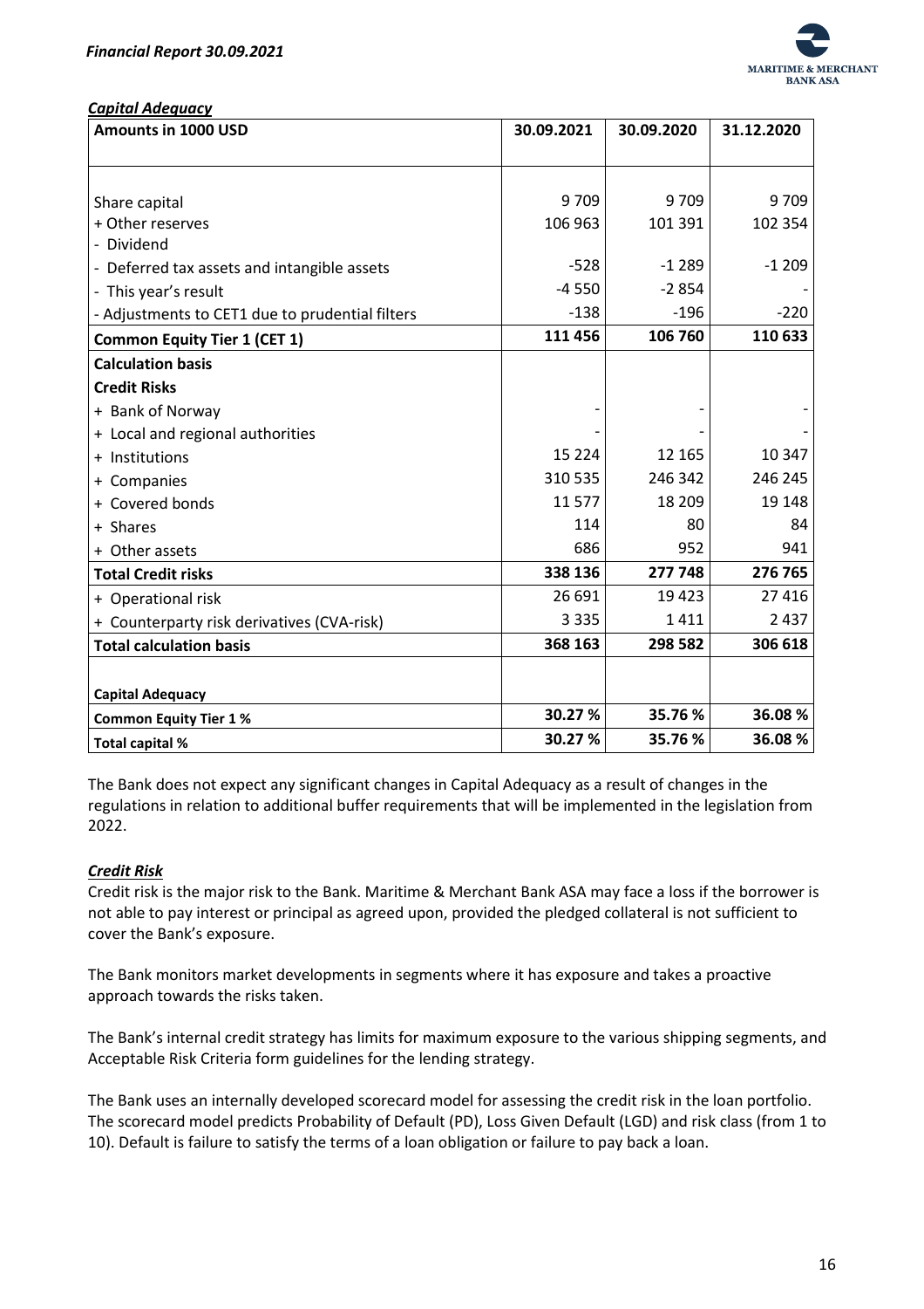***Capital Adequacy***

| Amounts in 1000 USD | 30.09.2021 | 30.09.2020 | 31.12.2020 |
|---|---|---|---|
| | | | |
| Share capital | 9 709 | 9 709 | 9 709 |
| + Other reserves | 106 963 | 101 391 | 102 354 |
| - Dividend | | | |
| - Deferred tax assets and intangible assets | -528 | -1 289 | -1 209 |
| - This year's result | -4 550 | -2 854 | - |
| - Adjustments to CET1 due to prudential filters | -138 | -196 | -220 |
| **Common Equity Tier 1 (CET 1)** | **111 456** | **106 760** | **110 633** |
| **Calculation basis** | | | |
| **Credit Risks** | | | |
| + Bank of Norway | - | - | - |
| + Local and regional authorities | - | - | - |
| + Institutions | 15 224 | 12 165 | 10 347 |
| + Companies | 310 535 | 246 342 | 246 245 |
| + Covered bonds | 11 577 | 18 209 | 19 148 |
| + Shares | 114 | 80 | 84 |
| + Other assets | 686 | 952 | 941 |
| **Total Credit risks** | **338 136** | **277 748** | **276 765** |
| + Operational risk | 26 691 | 19 423 | 27 416 |
| + Counterparty risk derivatives (CVA-risk) | 3 335 | 1 411 | 2 437 |
| **Total calculation basis** | **368 163** | **298 582** | **306 618** |
| | | | |
| **Capital Adequacy** | | | |
| **Common Equity Tier 1 %** | **30.27 %** | **35.76 %** | **36.08 %** |
| **Total capital %** | **30.27 %** | **35.76 %** | **36.08 %** |

The Bank does not expect any significant changes in Capital Adequacy as a result of changes in the regulations in relation to additional buffer requirements that will be implemented in the legislation from 2022.

***Credit Risk***

Credit risk is the major risk to the Bank. Maritime & Merchant Bank ASA may face a loss if the borrower is not able to pay interest or principal as agreed upon, provided the pledged collateral is not sufficient to cover the Bank's exposure.

The Bank monitors market developments in segments where it has exposure and takes a proactive approach towards the risks taken.

The Bank's internal credit strategy has limits for maximum exposure to the various shipping segments, and Acceptable Risk Criteria form guidelines for the lending strategy.

The Bank uses an internally developed scorecard model for assessing the credit risk in the loan portfolio. The scorecard model predicts Probability of Default (PD), Loss Given Default (LGD) and risk class (from 1 to 10). Default is failure to satisfy the terms of a loan obligation or failure to pay back a loan.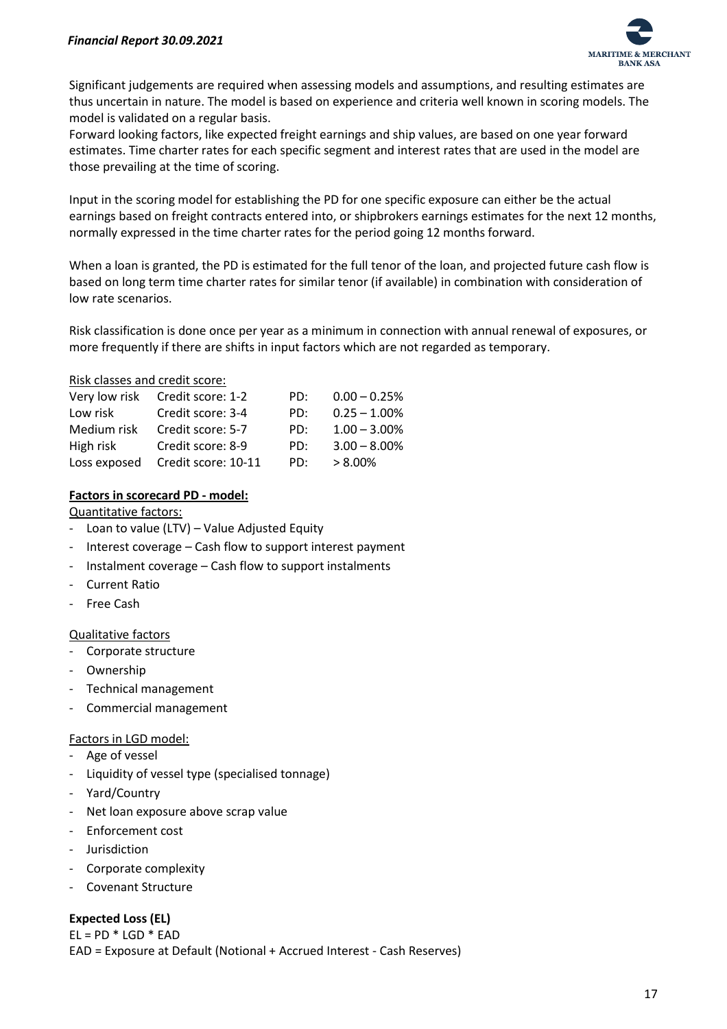Significant judgements are required when assessing models and assumptions, and resulting estimates are thus uncertain in nature. The model is based on experience and criteria well known in scoring models. The model is validated on a regular basis.
Forward looking factors, like expected freight earnings and ship values, are based on one year forward estimates. Time charter rates for each specific segment and interest rates that are used in the model are those prevailing at the time of scoring.

Input in the scoring model for establishing the PD for one specific exposure can either be the actual earnings based on freight contracts entered into, or shipbrokers earnings estimates for the next 12 months, normally expressed in the time charter rates for the period going 12 months forward.

When a loan is granted, the PD is estimated for the full tenor of the loan, and projected future cash flow is based on long term time charter rates for similar tenor (if available) in combination with consideration of low rate scenarios.

Risk classification is done once per year as a minimum in connection with annual renewal of exposures, or more frequently if there are shifts in input factors which are not regarded as temporary.

Risk classes and credit score:

| | | | |
|---|---|---|---|
| Very low risk | Credit score: 1-2 | PD: | 0.00 – 0.25% |
| Low risk | Credit score: 3-4 | PD: | 0.25 – 1.00% |
| Medium risk | Credit score: 5-7 | PD: | 1.00 – 3.00% |
| High risk | Credit score: 8-9 | PD: | 3.00 – 8.00% |
| Loss exposed | Credit score: 10-11 | PD: | > 8.00% |

**Factors in scorecard PD - model:**

Quantitative factors:

- Loan to value (LTV) – Value Adjusted Equity
- Interest coverage – Cash flow to support interest payment
- Instalment coverage – Cash flow to support instalments
- Current Ratio
- Free Cash

Qualitative factors

- Corporate structure
- Ownership
- Technical management
- Commercial management

Factors in LGD model:

- Age of vessel
- Liquidity of vessel type (specialised tonnage)
- Yard/Country
- Net loan exposure above scrap value
- Enforcement cost
- Jurisdiction
- Corporate complexity
- Covenant Structure

**Expected Loss (EL)**

EL = PD * LGD * EAD
EAD = Exposure at Default (Notional + Accrued Interest - Cash Reserves)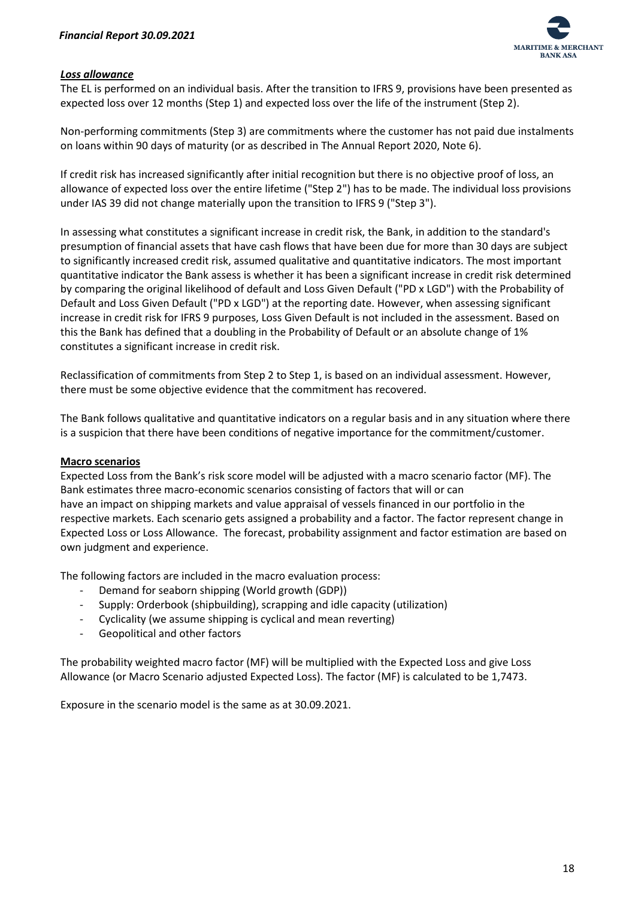### ***Loss allowance***

The EL is performed on an individual basis. After the transition to IFRS 9, provisions have been presented as expected loss over 12 months (Step 1) and expected loss over the life of the instrument (Step 2).

Non-performing commitments (Step 3) are commitments where the customer has not paid due instalments on loans within 90 days of maturity (or as described in The Annual Report 2020, Note 6).

If credit risk has increased significantly after initial recognition but there is no objective proof of loss, an allowance of expected loss over the entire lifetime ("Step 2") has to be made. The individual loss provisions under IAS 39 did not change materially upon the transition to IFRS 9 ("Step 3").

In assessing what constitutes a significant increase in credit risk, the Bank, in addition to the standard's presumption of financial assets that have cash flows that have been due for more than 30 days are subject to significantly increased credit risk, assumed qualitative and quantitative indicators. The most important quantitative indicator the Bank assess is whether it has been a significant increase in credit risk determined by comparing the original likelihood of default and Loss Given Default ("PD x LGD") with the Probability of Default and Loss Given Default ("PD x LGD") at the reporting date. However, when assessing significant increase in credit risk for IFRS 9 purposes, Loss Given Default is not included in the assessment. Based on this the Bank has defined that a doubling in the Probability of Default or an absolute change of 1% constitutes a significant increase in credit risk.

Reclassification of commitments from Step 2 to Step 1, is based on an individual assessment. However, there must be some objective evidence that the commitment has recovered.

The Bank follows qualitative and quantitative indicators on a regular basis and in any situation where there is a suspicion that there have been conditions of negative importance for the commitment/customer.

### **Macro scenarios**

Expected Loss from the Bank's risk score model will be adjusted with a macro scenario factor (MF). The Bank estimates three macro-economic scenarios consisting of factors that will or can have an impact on shipping markets and value appraisal of vessels financed in our portfolio in the respective markets. Each scenario gets assigned a probability and a factor. The factor represent change in Expected Loss or Loss Allowance. The forecast, probability assignment and factor estimation are based on own judgment and experience.

The following factors are included in the macro evaluation process:

- Demand for seaborn shipping (World growth (GDP))
- Supply: Orderbook (shipbuilding), scrapping and idle capacity (utilization)
- Cyclicality (we assume shipping is cyclical and mean reverting)
- Geopolitical and other factors

The probability weighted macro factor (MF) will be multiplied with the Expected Loss and give Loss Allowance (or Macro Scenario adjusted Expected Loss). The factor (MF) is calculated to be 1,7473.

Exposure in the scenario model is the same as at 30.09.2021.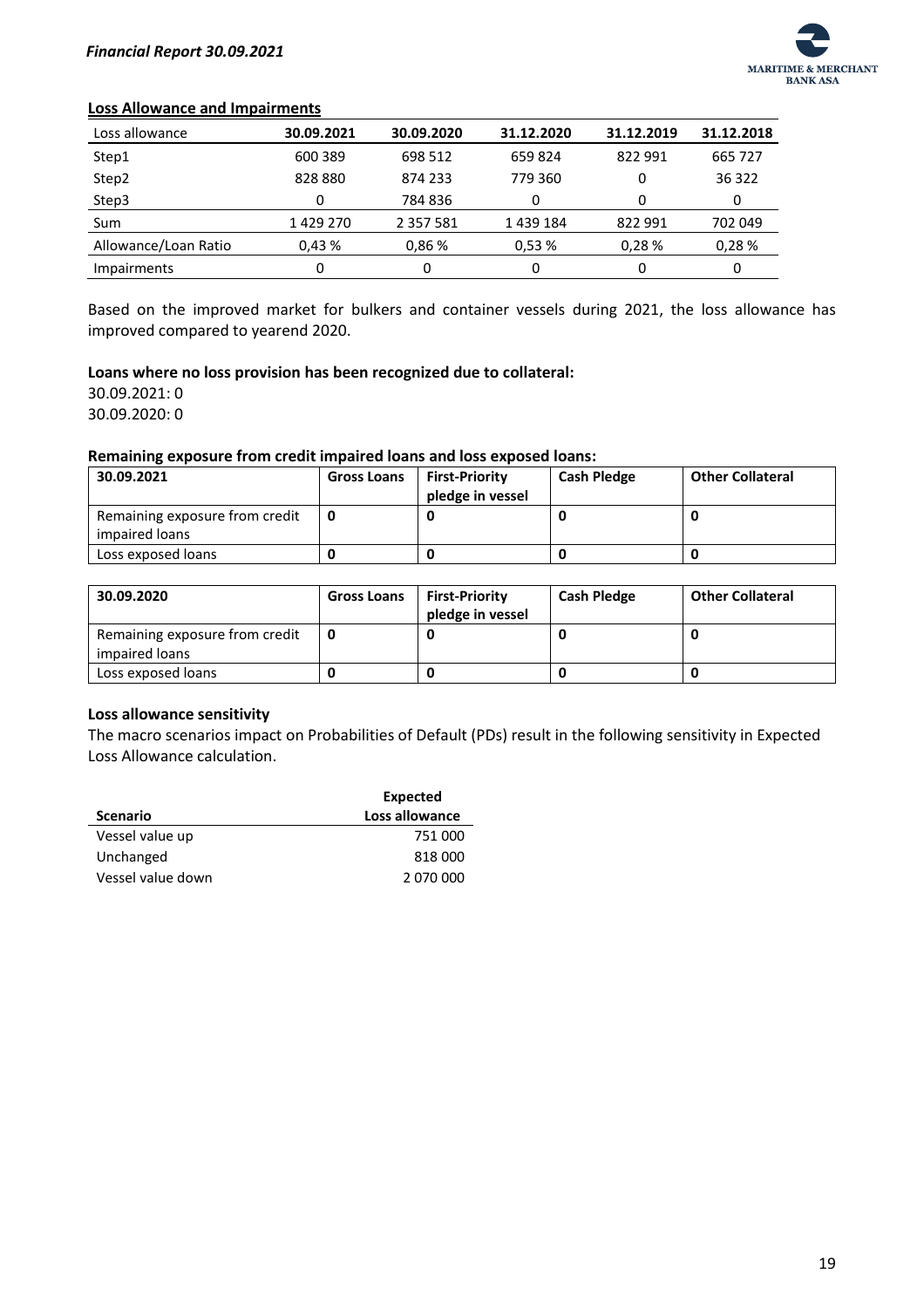## Loss Allowance and Impairments

| Loss allowance | 30.09.2021 | 30.09.2020 | 31.12.2020 | 31.12.2019 | 31.12.2018 |
|---|---|---|---|---|---|
| Step1 | 600 389 | 698 512 | 659 824 | 822 991 | 665 727 |
| Step2 | 828 880 | 874 233 | 779 360 | 0 | 36 322 |
| Step3 | 0 | 784 836 | 0 | 0 | 0 |
| Sum | 1 429 270 | 2 357 581 | 1 439 184 | 822 991 | 702 049 |
| Allowance/Loan Ratio | 0,43 % | 0,86 % | 0,53 % | 0,28 % | 0,28 % |
| Impairments | 0 | 0 | 0 | 0 | 0 |

Based on the improved market for bulkers and container vessels during 2021, the loss allowance has improved compared to yearend 2020.

**Loans where no loss provision has been recognized due to collateral:**

30.09.2021: 0
30.09.2020: 0

**Remaining exposure from credit impaired loans and loss exposed loans:**

| 30.09.2021 | Gross Loans | First-Priority pledge in vessel | Cash Pledge | Other Collateral |
|---|---|---|---|---|
| Remaining exposure from credit impaired loans | 0 | 0 | 0 | 0 |
| Loss exposed loans | 0 | 0 | 0 | 0 |

| 30.09.2020 | Gross Loans | First-Priority pledge in vessel | Cash Pledge | Other Collateral |
|---|---|---|---|---|
| Remaining exposure from credit impaired loans | 0 | 0 | 0 | 0 |
| Loss exposed loans | 0 | 0 | 0 | 0 |

**Loss allowance sensitivity**

The macro scenarios impact on Probabilities of Default (PDs) result in the following sensitivity in Expected Loss Allowance calculation.

| Scenario | Expected Loss allowance |
|---|---|
| Vessel value up | 751 000 |
| Unchanged | 818 000 |
| Vessel value down | 2 070 000 |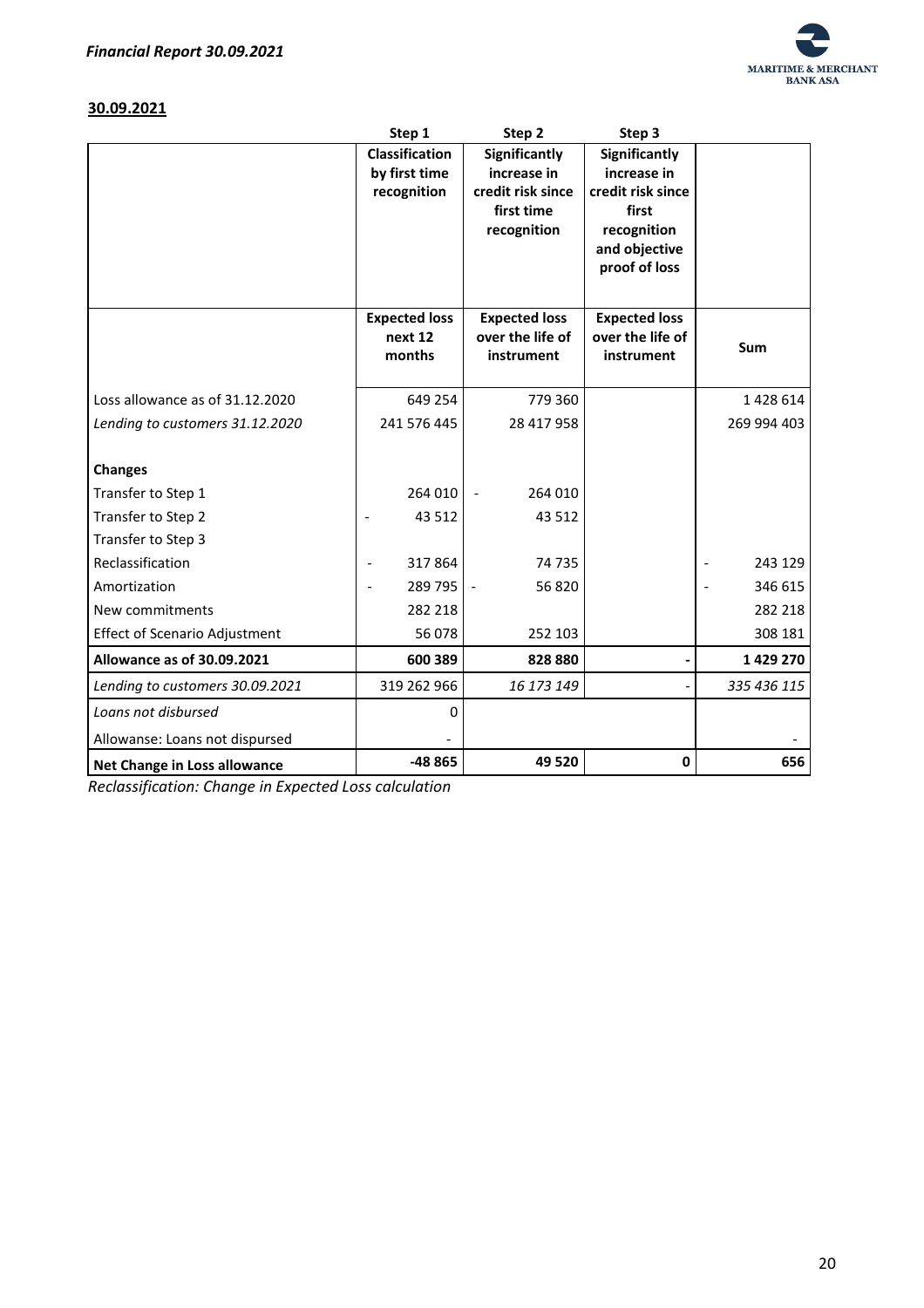**30.09.2021**

| | Step 1 | Step 2 | Step 3 | |
|---|---|---|---|---|
| | **Classification by first time recognition** | **Significantly increase in credit risk since first time recognition** | **Significantly increase in credit risk since first recognition and objective proof of loss** | |
| | **Expected loss next 12 months** | **Expected loss over the life of instrument** | **Expected loss over the life of instrument** | **Sum** |
| Loss allowance as of 31.12.2020 | 649 254 | 779 360 | | 1 428 614 |
| *Lending to customers 31.12.2020* | 241 576 445 | 28 417 958 | | 269 994 403 |
| **Changes** | | | | |
| Transfer to Step 1 | 264 010 | -264 010 | | |
| Transfer to Step 2 | -43 512 | 43 512 | | |
| Transfer to Step 3 | | | | |
| Reclassification | -317 864 | 74 735 | | -243 129 |
| Amortization | -289 795 | -56 820 | | -346 615 |
| New commitments | 282 218 | | | 282 218 |
| Effect of Scenario Adjustment | 56 078 | 252 103 | | 308 181 |
| **Allowance as of 30.09.2021** | **600 389** | **828 880** | **-** | **1 429 270** |
| *Lending to customers 30.09.2021* | 319 262 966 | *16 173 149* | - | *335 436 115* |
| *Loans not disbursed* | 0 | | | |
| Allowanse: Loans not dispursed | - | | | - |
| **Net Change in Loss allowance** | **-48 865** | **49 520** | **0** | **656** |

*Reclassification: Change in Expected Loss calculation*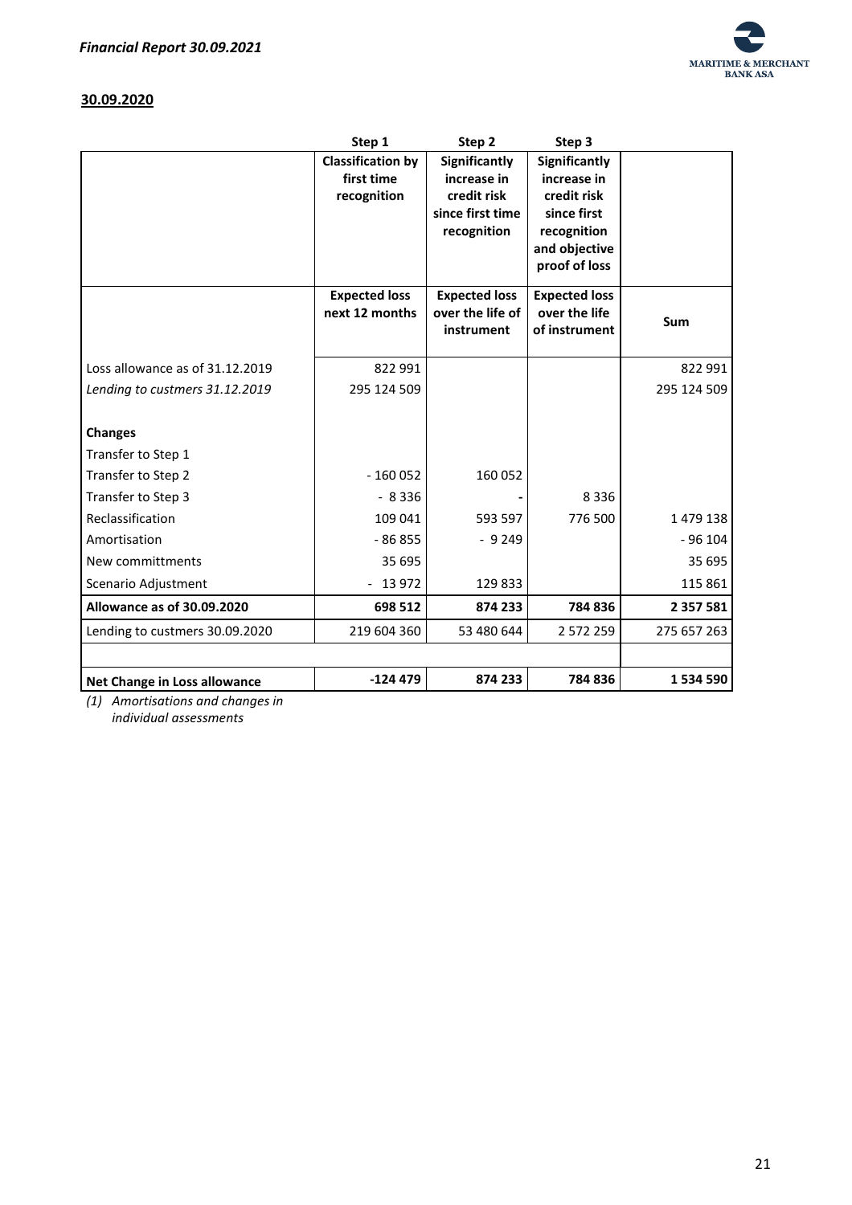## 30.09.2020

| | Step 1 | Step 2 | Step 3 | |
|---|---|---|---|---|
| | **Classification by first time recognition** | **Significantly increase in credit risk since first time recognition** | **Significantly increase in credit risk since first recognition and objective proof of loss** | |
| | **Expected loss next 12 months** | **Expected loss over the life of instrument** | **Expected loss over the life of instrument** | **Sum** |
| Loss allowance as of 31.12.2019 | 822 991 | | | 822 991 |
| *Lending to custmers 31.12.2019* | 295 124 509 | | | 295 124 509 |
| **Changes** | | | | |
| Transfer to Step 1 | | | | |
| Transfer to Step 2 | - 160 052 | 160 052 | | |
| Transfer to Step 3 | - 8 336 | - | 8 336 | |
| Reclassification | 109 041 | 593 597 | 776 500 | 1 479 138 |
| Amortisation | - 86 855 | - 9 249 | | - 96 104 |
| New committments | 35 695 | | | 35 695 |
| Scenario Adjustment | - 13 972 | 129 833 | | 115 861 |
| **Allowance as of 30.09.2020** | **698 512** | **874 233** | **784 836** | **2 357 581** |
| Lending to custmers 30.09.2020 | 219 604 360 | 53 480 644 | 2 572 259 | 275 657 263 |
| | | | | |
| **Net Change in Loss allowance** | **-124 479** | **874 233** | **784 836** | **1 534 590** |

*(1) Amortisations and changes in individual assessments*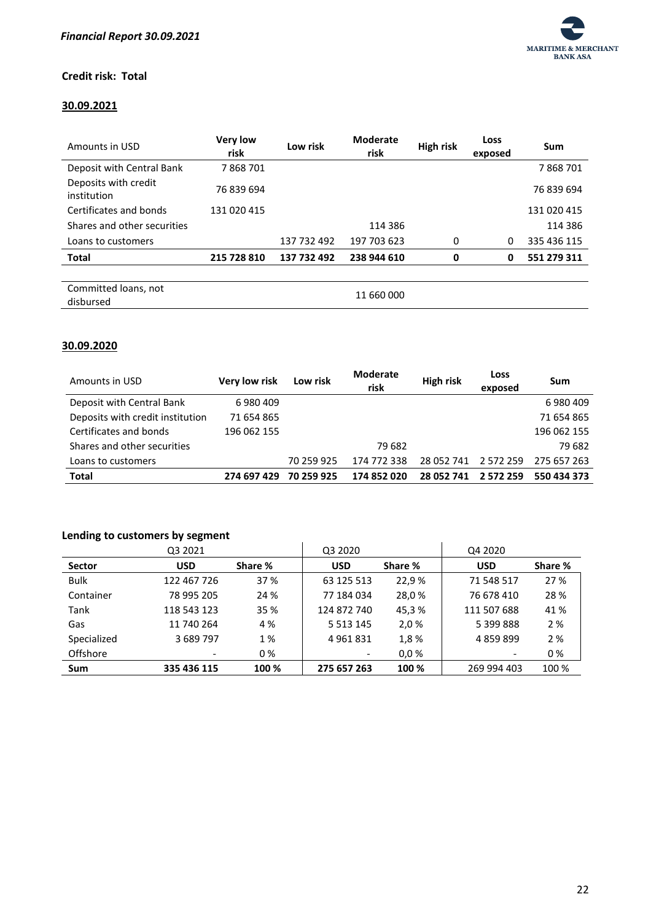### Credit risk: Total

#### 30.09.2021

| Amounts in USD | Very low risk | Low risk | Moderate risk | High risk | Loss exposed | Sum |
|---|---|---|---|---|---|---|
| Deposit with Central Bank | 7 868 701 | | | | | 7 868 701 |
| Deposits with credit institution | 76 839 694 | | | | | 76 839 694 |
| Certificates and bonds | 131 020 415 | | | | | 131 020 415 |
| Shares and other securities | | | 114 386 | | | 114 386 |
| Loans to customers | | 137 732 492 | 197 703 623 | 0 | 0 | 335 436 115 |
| **Total** | **215 728 810** | **137 732 492** | **238 944 610** | **0** | **0** | **551 279 311** |
| | | | | | | |
| Committed loans, not disbursed | | | 11 660 000 | | | |

#### 30.09.2020

| Amounts in USD | Very low risk | Low risk | Moderate risk | High risk | Loss exposed | Sum |
|---|---|---|---|---|---|---|
| Deposit with Central Bank | 6 980 409 | | | | | 6 980 409 |
| Deposits with credit institution | 71 654 865 | | | | | 71 654 865 |
| Certificates and bonds | 196 062 155 | | | | | 196 062 155 |
| Shares and other securities | | | 79 682 | | | 79 682 |
| Loans to customers | | 70 259 925 | 174 772 338 | 28 052 741 | 2 572 259 | 275 657 263 |
| **Total** | **274 697 429** | **70 259 925** | **174 852 020** | **28 052 741** | **2 572 259** | **550 434 373** |

### Lending to customers by segment

| | Q3 2021 | | Q3 2020 | | Q4 2020 | |
|---|---|---|---|---|---|---|
| **Sector** | **USD** | **Share %** | **USD** | **Share %** | **USD** | **Share %** |
| Bulk | 122 467 726 | 37 % | 63 125 513 | 22,9 % | 71 548 517 | 27 % |
| Container | 78 995 205 | 24 % | 77 184 034 | 28,0 % | 76 678 410 | 28 % |
| Tank | 118 543 123 | 35 % | 124 872 740 | 45,3 % | 111 507 688 | 41 % |
| Gas | 11 740 264 | 4 % | 5 513 145 | 2,0 % | 5 399 888 | 2 % |
| Specialized | 3 689 797 | 1 % | 4 961 831 | 1,8 % | 4 859 899 | 2 % |
| Offshore | - | 0 % | - | 0,0 % | - | 0 % |
| **Sum** | **335 436 115** | **100 %** | **275 657 263** | **100 %** | 269 994 403 | 100 % |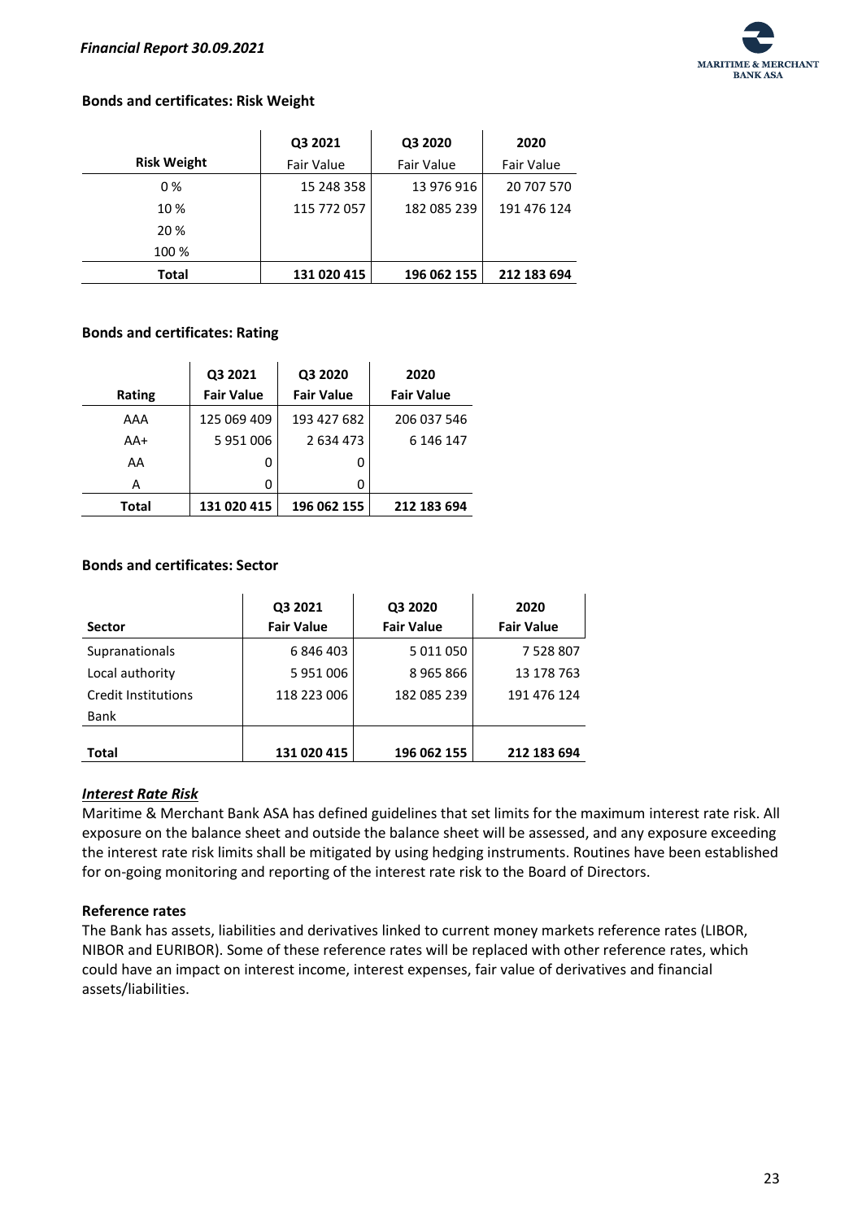**Bonds and certificates: Risk Weight**

| Risk Weight | Q3 2021 Fair Value | Q3 2020 Fair Value | 2020 Fair Value |
|---|---|---|---|
| 0 % | 15 248 358 | 13 976 916 | 20 707 570 |
| 10 % | 115 772 057 | 182 085 239 | 191 476 124 |
| 20 % | | | |
| 100 % | | | |
| **Total** | **131 020 415** | **196 062 155** | **212 183 694** |

**Bonds and certificates: Rating**

| Rating | Q3 2021 Fair Value | Q3 2020 Fair Value | 2020 Fair Value |
|---|---|---|---|
| AAA | 125 069 409 | 193 427 682 | 206 037 546 |
| AA+ | 5 951 006 | 2 634 473 | 6 146 147 |
| AA | 0 | 0 | |
| A | 0 | 0 | |
| **Total** | **131 020 415** | **196 062 155** | **212 183 694** |

**Bonds and certificates: Sector**

| Sector | Q3 2021 Fair Value | Q3 2020 Fair Value | 2020 Fair Value |
|---|---|---|---|
| Supranationals | 6 846 403 | 5 011 050 | 7 528 807 |
| Local authority | 5 951 006 | 8 965 866 | 13 178 763 |
| Credit Institutions | 118 223 006 | 182 085 239 | 191 476 124 |
| Bank | | | |
| **Total** | **131 020 415** | **196 062 155** | **212 183 694** |

***Interest Rate Risk***

Maritime & Merchant Bank ASA has defined guidelines that set limits for the maximum interest rate risk. All exposure on the balance sheet and outside the balance sheet will be assessed, and any exposure exceeding the interest rate risk limits shall be mitigated by using hedging instruments. Routines have been established for on-going monitoring and reporting of the interest rate risk to the Board of Directors.

**Reference rates**

The Bank has assets, liabilities and derivatives linked to current money markets reference rates (LIBOR, NIBOR and EURIBOR). Some of these reference rates will be replaced with other reference rates, which could have an impact on interest income, interest expenses, fair value of derivatives and financial assets/liabilities.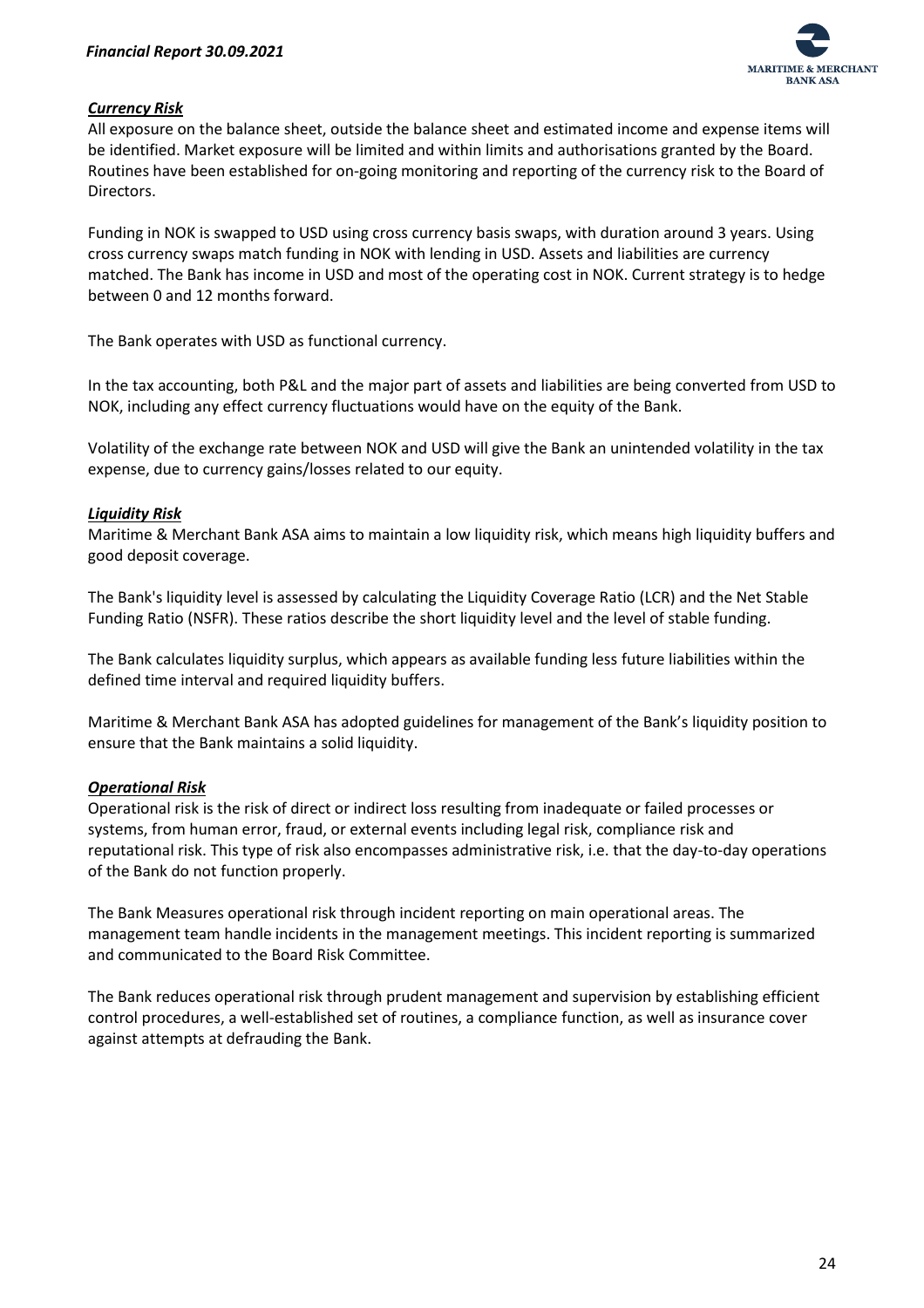### ***Currency Risk***

All exposure on the balance sheet, outside the balance sheet and estimated income and expense items will be identified. Market exposure will be limited and within limits and authorisations granted by the Board. Routines have been established for on-going monitoring and reporting of the currency risk to the Board of Directors.

Funding in NOK is swapped to USD using cross currency basis swaps, with duration around 3 years. Using cross currency swaps match funding in NOK with lending in USD. Assets and liabilities are currency matched. The Bank has income in USD and most of the operating cost in NOK. Current strategy is to hedge between 0 and 12 months forward.

The Bank operates with USD as functional currency.

In the tax accounting, both P&L and the major part of assets and liabilities are being converted from USD to NOK, including any effect currency fluctuations would have on the equity of the Bank.

Volatility of the exchange rate between NOK and USD will give the Bank an unintended volatility in the tax expense, due to currency gains/losses related to our equity.

### ***Liquidity Risk***

Maritime & Merchant Bank ASA aims to maintain a low liquidity risk, which means high liquidity buffers and good deposit coverage.

The Bank's liquidity level is assessed by calculating the Liquidity Coverage Ratio (LCR) and the Net Stable Funding Ratio (NSFR). These ratios describe the short liquidity level and the level of stable funding.

The Bank calculates liquidity surplus, which appears as available funding less future liabilities within the defined time interval and required liquidity buffers.

Maritime & Merchant Bank ASA has adopted guidelines for management of the Bank's liquidity position to ensure that the Bank maintains a solid liquidity.

### ***Operational Risk***

Operational risk is the risk of direct or indirect loss resulting from inadequate or failed processes or systems, from human error, fraud, or external events including legal risk, compliance risk and reputational risk. This type of risk also encompasses administrative risk, i.e. that the day-to-day operations of the Bank do not function properly.

The Bank Measures operational risk through incident reporting on main operational areas. The management team handle incidents in the management meetings. This incident reporting is summarized and communicated to the Board Risk Committee.

The Bank reduces operational risk through prudent management and supervision by establishing efficient control procedures, a well-established set of routines, a compliance function, as well as insurance cover against attempts at defrauding the Bank.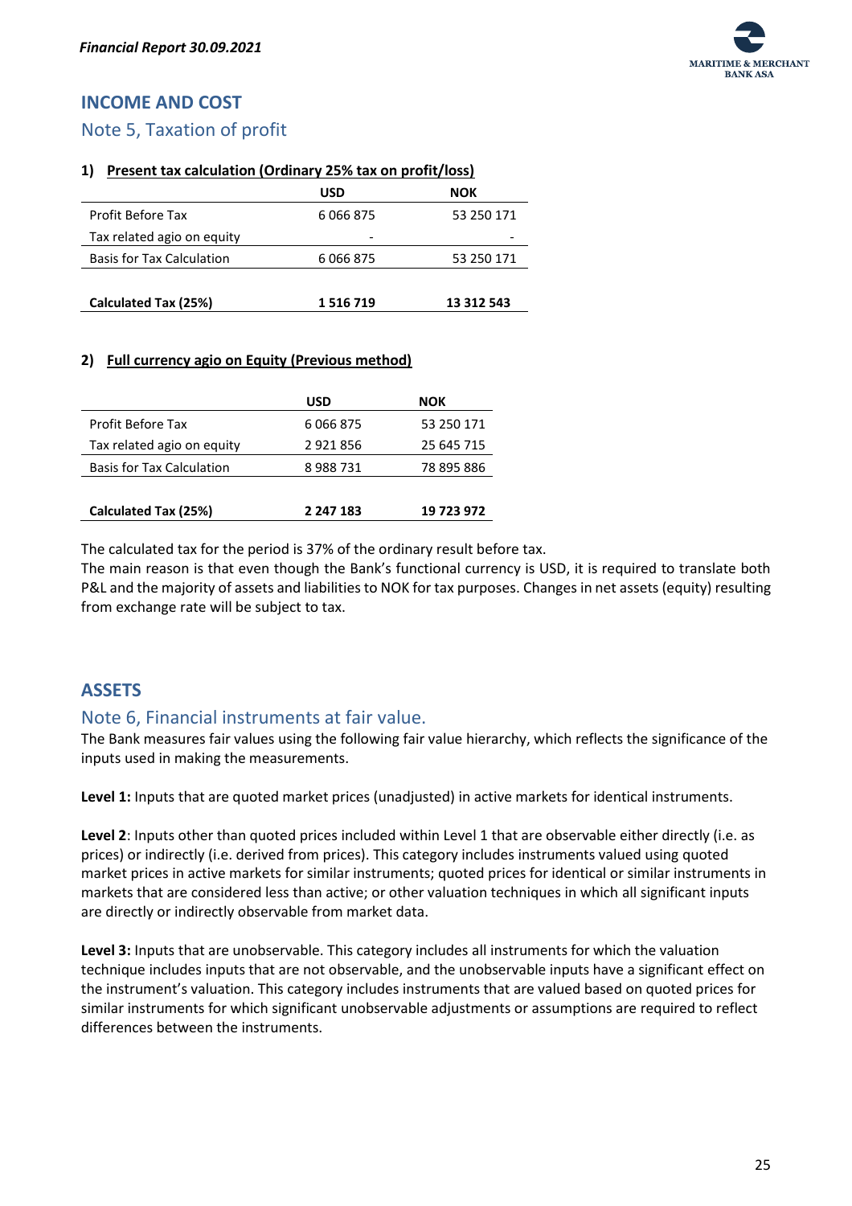# INCOME AND COST

## Note 5, Taxation of profit

### 1) Present tax calculation (Ordinary 25% tax on profit/loss)

| | USD | NOK |
|---|---|---|
| Profit Before Tax | 6 066 875 | 53 250 171 |
| Tax related agio on equity | - | - |
| Basis for Tax Calculation | 6 066 875 | 53 250 171 |
| | | |
| **Calculated Tax (25%)** | **1 516 719** | **13 312 543** |

### 2) Full currency agio on Equity (Previous method)

| | USD | NOK |
|---|---|---|
| Profit Before Tax | 6 066 875 | 53 250 171 |
| Tax related agio on equity | 2 921 856 | 25 645 715 |
| Basis for Tax Calculation | 8 988 731 | 78 895 886 |
| | | |
| **Calculated Tax (25%)** | **2 247 183** | **19 723 972** |

The calculated tax for the period is 37% of the ordinary result before tax.
The main reason is that even though the Bank's functional currency is USD, it is required to translate both P&L and the majority of assets and liabilities to NOK for tax purposes. Changes in net assets (equity) resulting from exchange rate will be subject to tax.

# ASSETS

## Note 6, Financial instruments at fair value.

The Bank measures fair values using the following fair value hierarchy, which reflects the significance of the inputs used in making the measurements.

**Level 1:** Inputs that are quoted market prices (unadjusted) in active markets for identical instruments.

**Level 2**: Inputs other than quoted prices included within Level 1 that are observable either directly (i.e. as prices) or indirectly (i.e. derived from prices). This category includes instruments valued using quoted market prices in active markets for similar instruments; quoted prices for identical or similar instruments in markets that are considered less than active; or other valuation techniques in which all significant inputs are directly or indirectly observable from market data.

**Level 3:** Inputs that are unobservable. This category includes all instruments for which the valuation technique includes inputs that are not observable, and the unobservable inputs have a significant effect on the instrument's valuation. This category includes instruments that are valued based on quoted prices for similar instruments for which significant unobservable adjustments or assumptions are required to reflect differences between the instruments.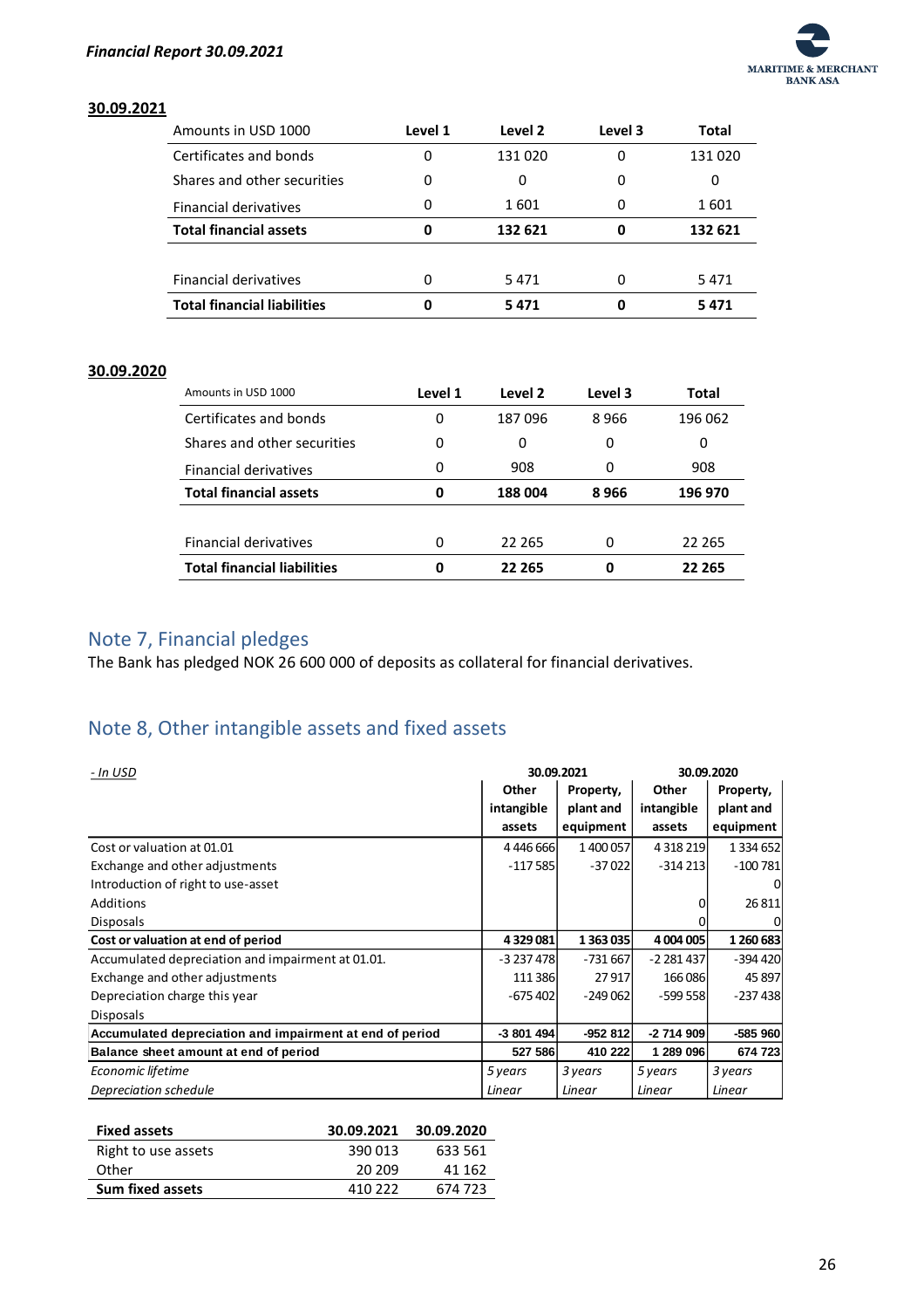**30.09.2021**

| Amounts in USD 1000 | Level 1 | Level 2 | Level 3 | Total |
|---|---|---|---|---|
| Certificates and bonds | 0 | 131 020 | 0 | 131 020 |
| Shares and other securities | 0 | 0 | 0 | 0 |
| Financial derivatives | 0 | 1 601 | 0 | 1 601 |
| **Total financial assets** | **0** | **132 621** | **0** | **132 621** |
| | | | | |
| Financial derivatives | 0 | 5 471 | 0 | 5 471 |
| **Total financial liabilities** | **0** | **5 471** | **0** | **5 471** |

**30.09.2020**

| Amounts in USD 1000 | Level 1 | Level 2 | Level 3 | Total |
|---|---|---|---|---|
| Certificates and bonds | 0 | 187 096 | 8 966 | 196 062 |
| Shares and other securities | 0 | 0 | 0 | 0 |
| Financial derivatives | 0 | 908 | 0 | 908 |
| **Total financial assets** | **0** | **188 004** | **8 966** | **196 970** |
| | | | | |
| Financial derivatives | 0 | 22 265 | 0 | 22 265 |
| **Total financial liabilities** | **0** | **22 265** | **0** | **22 265** |

## Note 7, Financial pledges

The Bank has pledged NOK 26 600 000 of deposits as collateral for financial derivatives.

## Note 8, Other intangible assets and fixed assets

| *- In USD* | 30.09.2021 | | 30.09.2020 | |
|---|---|---|---|---|
| | Other intangible assets | Property, plant and equipment | Other intangible assets | Property, plant and equipment |
| Cost or valuation at 01.01 | 4 446 666 | 1 400 057 | 4 318 219 | 1 334 652 |
| Exchange and other adjustments | -117 585 | -37 022 | -314 213 | -100 781 |
| Introduction of right to use-asset | | | | 0 |
| Additions | | | 0 | 26 811 |
| Disposals | | | 0 | 0 |
| **Cost or valuation at end of period** | **4 329 081** | **1 363 035** | **4 004 005** | **1 260 683** |
| Accumulated depreciation and impairment at 01.01. | -3 237 478 | -731 667 | -2 281 437 | -394 420 |
| Exchange and other adjustments | 111 386 | 27 917 | 166 086 | 45 897 |
| Depreciation charge this year | -675 402 | -249 062 | -599 558 | -237 438 |
| Disposals | | | | |
| **Accumulated depreciation and impairment at end of period** | **-3 801 494** | **-952 812** | **-2 714 909** | **-585 960** |
| **Balance sheet amount at end of period** | **527 586** | **410 222** | **1 289 096** | **674 723** |
| *Economic lifetime* | *5 years* | *3 years* | *5 years* | *3 years* |
| *Depreciation schedule* | *Linear* | *Linear* | *Linear* | *Linear* |

| **Fixed assets** | **30.09.2021** | **30.09.2020** |
|---|---|---|
| Right to use assets | 390 013 | 633 561 |
| Other | 20 209 | 41 162 |
| **Sum fixed assets** | 410 222 | 674 723 |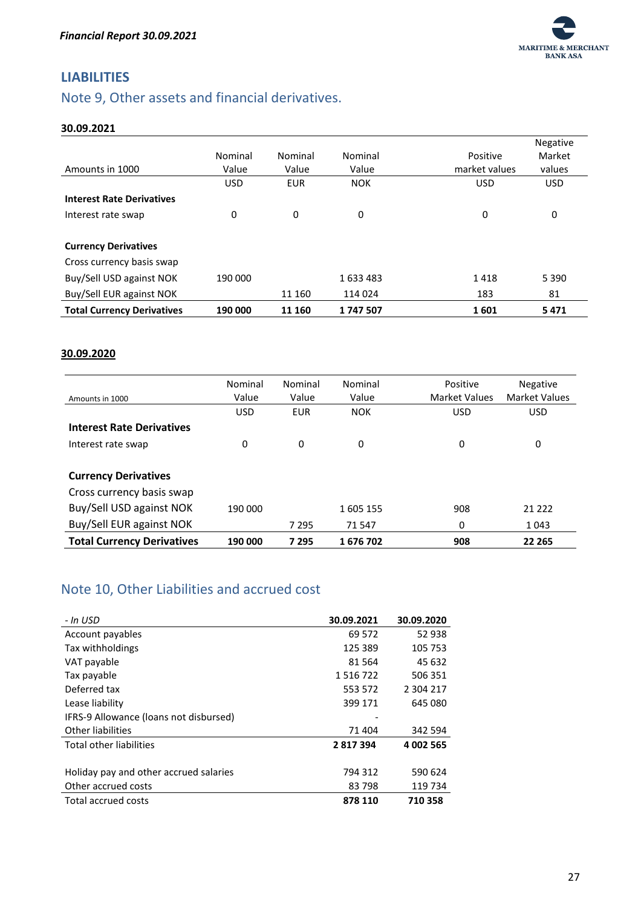## LIABILITIES

### Note 9, Other assets and financial derivatives.

**30.09.2021**

| Amounts in 1000 | Nominal Value | Nominal Value | Nominal Value | Positive market values | Negative Market values |
|---|---|---|---|---|---|
| | USD | EUR | NOK | USD | USD |
| **Interest Rate Derivatives** | | | | | |
| Interest rate swap | 0 | 0 | 0 | 0 | 0 |
| | | | | | |
| **Currency Derivatives** | | | | | |
| Cross currency basis swap | | | | | |
| Buy/Sell USD against NOK | 190 000 | | 1 633 483 | 1 418 | 5 390 |
| Buy/Sell EUR against NOK | | 11 160 | 114 024 | 183 | 81 |
| **Total Currency Derivatives** | **190 000** | **11 160** | **1 747 507** | **1 601** | **5 471** |

**30.09.2020**

| Amounts in 1000 | Nominal Value | Nominal Value | Nominal Value | Positive Market Values | Negative Market Values |
|---|---|---|---|---|---|
| | USD | EUR | NOK | USD | USD |
| **Interest Rate Derivatives** | | | | | |
| Interest rate swap | 0 | 0 | 0 | 0 | 0 |
| | | | | | |
| **Currency Derivatives** | | | | | |
| Cross currency basis swap | | | | | |
| Buy/Sell USD against NOK | 190 000 | | 1 605 155 | 908 | 21 222 |
| Buy/Sell EUR against NOK | | 7 295 | 71 547 | 0 | 1 043 |
| **Total Currency Derivatives** | **190 000** | **7 295** | **1 676 702** | **908** | **22 265** |

### Note 10, Other Liabilities and accrued cost

| *- In USD* | **30.09.2021** | **30.09.2020** |
|---|---|---|
| Account payables | 69 572 | 52 938 |
| Tax withholdings | 125 389 | 105 753 |
| VAT payable | 81 564 | 45 632 |
| Tax payable | 1 516 722 | 506 351 |
| Deferred tax | 553 572 | 2 304 217 |
| Lease liability | 399 171 | 645 080 |
| IFRS-9 Allowance (loans not disbursed) | - | |
| Other liabilities | 71 404 | 342 594 |
| Total other liabilities | **2 817 394** | **4 002 565** |
| | | |
| Holiday pay and other accrued salaries | 794 312 | 590 624 |
| Other accrued costs | 83 798 | 119 734 |
| Total accrued costs | **878 110** | **710 358** |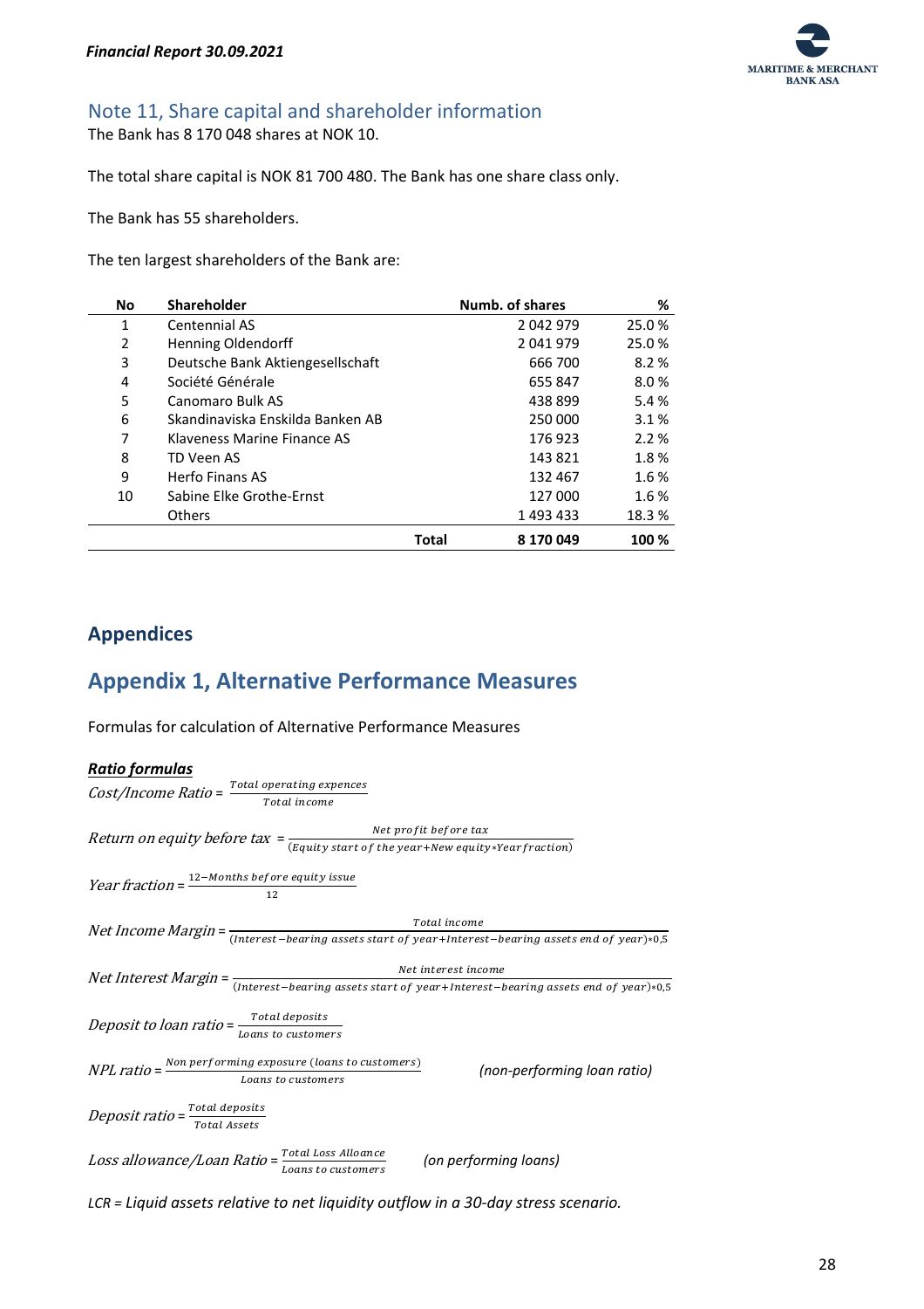## Note 11, Share capital and shareholder information

The Bank has 8 170 048 shares at NOK 10.

The total share capital is NOK 81 700 480. The Bank has one share class only.

The Bank has 55 shareholders.

The ten largest shareholders of the Bank are:

| No | Shareholder | | Numb. of shares | % |
|---|---|---|---|---|
| 1 | Centennial AS | | 2 042 979 | 25.0 % |
| 2 | Henning Oldendorff | | 2 041 979 | 25.0 % |
| 3 | Deutsche Bank Aktiengesellschaft | | 666 700 | 8.2 % |
| 4 | Société Générale | | 655 847 | 8.0 % |
| 5 | Canomaro Bulk AS | | 438 899 | 5.4 % |
| 6 | Skandinaviska Enskilda Banken AB | | 250 000 | 3.1 % |
| 7 | Klaveness Marine Finance AS | | 176 923 | 2.2 % |
| 8 | TD Veen AS | | 143 821 | 1.8 % |
| 9 | Herfo Finans AS | | 132 467 | 1.6 % |
| 10 | Sabine Elke Grothe-Ernst | | 127 000 | 1.6 % |
| | Others | | 1 493 433 | 18.3 % |
| | | **Total** | **8 170 049** | **100 %** |

## Appendices

# Appendix 1, Alternative Performance Measures

Formulas for calculation of Alternative Performance Measures

***Ratio formulas***

$$Cost/Income\ Ratio = \frac{Total\ operating\ expences}{Total\ income}$$

$$Return\ on\ equity\ before\ tax = \frac{Net\ profit\ before\ tax}{(Equity\ start\ of\ the\ year + New\ equity * Year fraction)}$$

$$Year\ fraction = \frac{12 - Months\ before\ equity\ issue}{12}$$

$$Net\ Income\ Margin = \frac{Total\ income}{(Interest-bearing\ assets\ start\ of\ year + Interest-bearing\ assets\ end\ of\ year) * 0{,}5}$$

$$Net\ Interest\ Margin = \frac{Net\ interest\ income}{(Interest-bearing\ assets\ start\ of\ year + Interest-bearing\ assets\ end\ of\ year) * 0{,}5}$$

$$Deposit\ to\ loan\ ratio = \frac{Total\ deposits}{Loans\ to\ customers}$$

$$NPL\ ratio = \frac{Non\ performing\ exposure\ (loans\ to\ customers)}{Loans\ to\ customers}$$ *(non-performing loan ratio)*

$$Deposit\ ratio = \frac{Total\ deposits}{Total\ Assets}$$

$$Loss\ allowance/Loan\ Ratio = \frac{Total\ Loss\ Alloance}{Loans\ to\ customers}$$ *(on performing loans)*

*LCR = Liquid assets relative to net liquidity outflow in a 30-day stress scenario.*